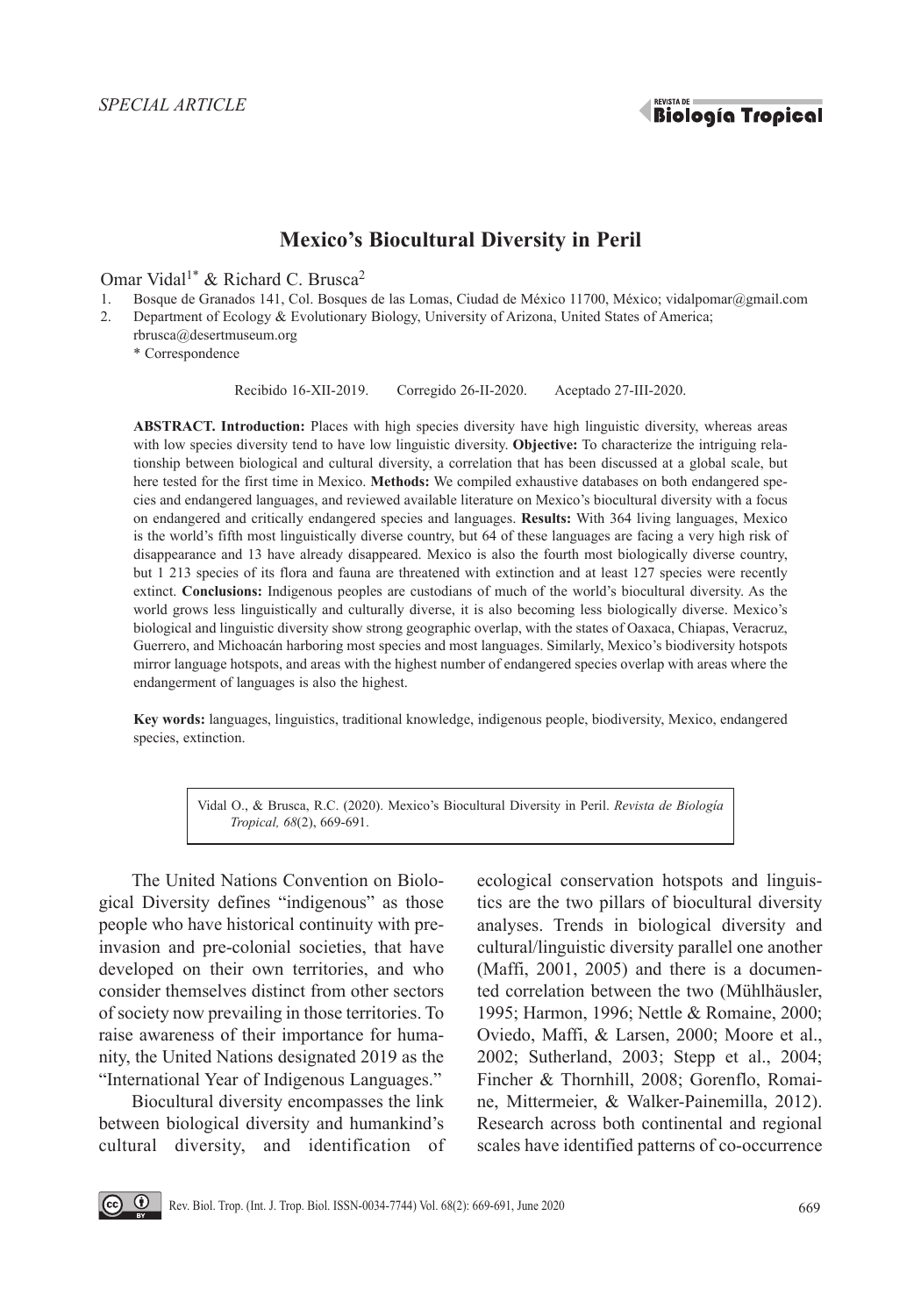*SPECIAL ARTICLE*

# Mexico's Biocultural Diversity in Peril

Omar Vidal[1*] & Richard C. Brusca[2]

1. Bosque de Granados 141, Col. Bosques de las Lomas, Ciudad de México 11700, México; vidalpomar@gmail.com
2. Department of Ecology & Evolutionary Biology, University of Arizona, United States of America; rbrusca@desertmuseum.org

\* Correspondence

Recibido 16-XII-2019. Corregido 26-II-2020. Aceptado 27-III-2020.

**ABSTRACT. Introduction:** Places with high species diversity have high linguistic diversity, whereas areas with low species diversity tend to have low linguistic diversity. **Objective:** To characterize the intriguing relationship between biological and cultural diversity, a correlation that has been discussed at a global scale, but here tested for the first time in Mexico. **Methods:** We compiled exhaustive databases on both endangered species and endangered languages, and reviewed available literature on Mexico's biocultural diversity with a focus on endangered and critically endangered species and languages. **Results:** With 364 living languages, Mexico is the world's fifth most linguistically diverse country, but 64 of these languages are facing a very high risk of disappearance and 13 have already disappeared. Mexico is also the fourth most biologically diverse country, but 1 213 species of its flora and fauna are threatened with extinction and at least 127 species were recently extinct. **Conclusions:** Indigenous peoples are custodians of much of the world's biocultural diversity. As the world grows less linguistically and culturally diverse, it is also becoming less biologically diverse. Mexico's biological and linguistic diversity show strong geographic overlap, with the states of Oaxaca, Chiapas, Veracruz, Guerrero, and Michoacán harboring most species and most languages. Similarly, Mexico's biodiversity hotspots mirror language hotspots, and areas with the highest number of endangered species overlap with areas where the endangerment of languages is also the highest.

**Key words:** languages, linguistics, traditional knowledge, indigenous people, biodiversity, Mexico, endangered species, extinction.

Vidal O., & Brusca, R.C. (2020). Mexico's Biocultural Diversity in Peril. *Revista de Biología Tropical, 68*(2), 669-691.

The United Nations Convention on Biological Diversity defines "indigenous" as those people who have historical continuity with pre-invasion and pre-colonial societies, that have developed on their own territories, and who consider themselves distinct from other sectors of society now prevailing in those territories. To raise awareness of their importance for humanity, the United Nations designated 2019 as the "International Year of Indigenous Languages."

Biocultural diversity encompasses the link between biological diversity and humankind's cultural diversity, and identification of ecological conservation hotspots and linguistics are the two pillars of biocultural diversity analyses. Trends in biological diversity and cultural/linguistic diversity parallel one another (Maffi, 2001, 2005) and there is a documented correlation between the two (Mühlhäusler, 1995; Harmon, 1996; Nettle & Romaine, 2000; Oviedo, Maffi, & Larsen, 2000; Moore et al., 2002; Sutherland, 2003; Stepp et al., 2004; Fincher & Thornhill, 2008; Gorenflo, Romaine, Mittermeier, & Walker-Painemilla, 2012). Research across both continental and regional scales have identified patterns of co-occurrence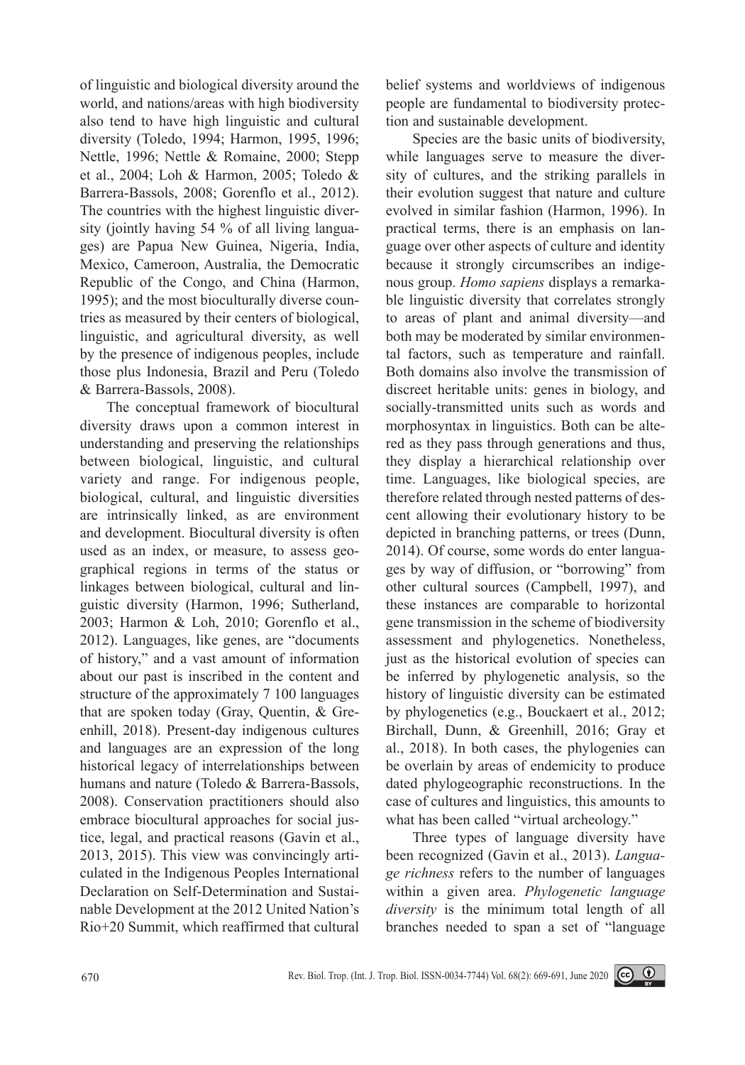of linguistic and biological diversity around the world, and nations/areas with high biodiversity also tend to have high linguistic and cultural diversity (Toledo, 1994; Harmon, 1995, 1996; Nettle, 1996; Nettle & Romaine, 2000; Stepp et al., 2004; Loh & Harmon, 2005; Toledo & Barrera-Bassols, 2008; Gorenflo et al., 2012). The countries with the highest linguistic diversity (jointly having 54 % of all living languages) are Papua New Guinea, Nigeria, India, Mexico, Cameroon, Australia, the Democratic Republic of the Congo, and China (Harmon, 1995); and the most bioculturally diverse countries as measured by their centers of biological, linguistic, and agricultural diversity, as well by the presence of indigenous peoples, include those plus Indonesia, Brazil and Peru (Toledo & Barrera-Bassols, 2008).

The conceptual framework of biocultural diversity draws upon a common interest in understanding and preserving the relationships between biological, linguistic, and cultural variety and range. For indigenous people, biological, cultural, and linguistic diversities are intrinsically linked, as are environment and development. Biocultural diversity is often used as an index, or measure, to assess geographical regions in terms of the status or linkages between biological, cultural and linguistic diversity (Harmon, 1996; Sutherland, 2003; Harmon & Loh, 2010; Gorenflo et al., 2012). Languages, like genes, are "documents of history," and a vast amount of information about our past is inscribed in the content and structure of the approximately 7 100 languages that are spoken today (Gray, Quentin, & Greenhill, 2018). Present-day indigenous cultures and languages are an expression of the long historical legacy of interrelationships between humans and nature (Toledo & Barrera-Bassols, 2008). Conservation practitioners should also embrace biocultural approaches for social justice, legal, and practical reasons (Gavin et al., 2013, 2015). This view was convincingly articulated in the Indigenous Peoples International Declaration on Self-Determination and Sustainable Development at the 2012 United Nation's Rio+20 Summit, which reaffirmed that cultural belief systems and worldviews of indigenous people are fundamental to biodiversity protection and sustainable development.

Species are the basic units of biodiversity, while languages serve to measure the diversity of cultures, and the striking parallels in their evolution suggest that nature and culture evolved in similar fashion (Harmon, 1996). In practical terms, there is an emphasis on language over other aspects of culture and identity because it strongly circumscribes an indigenous group. *Homo sapiens* displays a remarkable linguistic diversity that correlates strongly to areas of plant and animal diversity—and both may be moderated by similar environmental factors, such as temperature and rainfall. Both domains also involve the transmission of discreet heritable units: genes in biology, and socially-transmitted units such as words and morphosyntax in linguistics. Both can be altered as they pass through generations and thus, they display a hierarchical relationship over time. Languages, like biological species, are therefore related through nested patterns of descent allowing their evolutionary history to be depicted in branching patterns, or trees (Dunn, 2014). Of course, some words do enter languages by way of diffusion, or "borrowing" from other cultural sources (Campbell, 1997), and these instances are comparable to horizontal gene transmission in the scheme of biodiversity assessment and phylogenetics. Nonetheless, just as the historical evolution of species can be inferred by phylogenetic analysis, so the history of linguistic diversity can be estimated by phylogenetics (e.g., Bouckaert et al., 2012; Birchall, Dunn, & Greenhill, 2016; Gray et al., 2018). In both cases, the phylogenies can be overlain by areas of endemicity to produce dated phylogeographic reconstructions. In the case of cultures and linguistics, this amounts to what has been called "virtual archeology."

Three types of language diversity have been recognized (Gavin et al., 2013). *Language richness* refers to the number of languages within a given area. *Phylogenetic language diversity* is the minimum total length of all branches needed to span a set of "language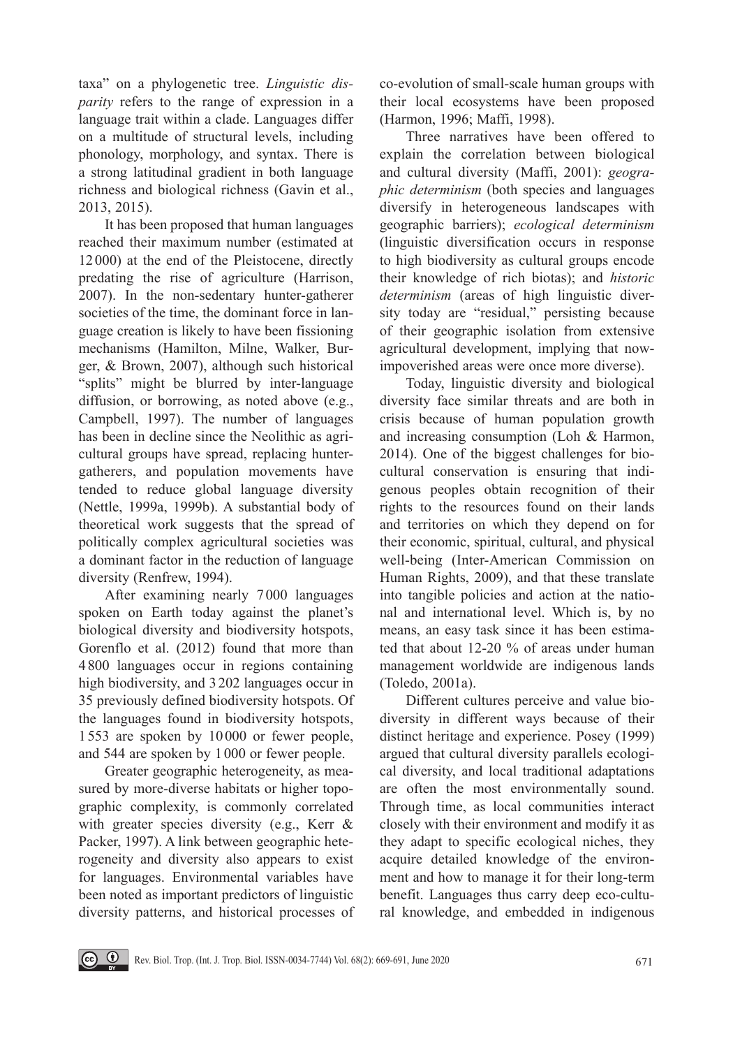taxa" on a phylogenetic tree. *Linguistic disparity* refers to the range of expression in a language trait within a clade. Languages differ on a multitude of structural levels, including phonology, morphology, and syntax. There is a strong latitudinal gradient in both language richness and biological richness (Gavin et al., 2013, 2015).

It has been proposed that human languages reached their maximum number (estimated at 12 000) at the end of the Pleistocene, directly predating the rise of agriculture (Harrison, 2007). In the non-sedentary hunter-gatherer societies of the time, the dominant force in language creation is likely to have been fissioning mechanisms (Hamilton, Milne, Walker, Burger, & Brown, 2007), although such historical "splits" might be blurred by inter-language diffusion, or borrowing, as noted above (e.g., Campbell, 1997). The number of languages has been in decline since the Neolithic as agricultural groups have spread, replacing hunter-gatherers, and population movements have tended to reduce global language diversity (Nettle, 1999a, 1999b). A substantial body of theoretical work suggests that the spread of politically complex agricultural societies was a dominant factor in the reduction of language diversity (Renfrew, 1994).

After examining nearly 7 000 languages spoken on Earth today against the planet's biological diversity and biodiversity hotspots, Gorenflo et al. (2012) found that more than 4 800 languages occur in regions containing high biodiversity, and 3 202 languages occur in 35 previously defined biodiversity hotspots. Of the languages found in biodiversity hotspots, 1 553 are spoken by 10 000 or fewer people, and 544 are spoken by 1 000 or fewer people.

Greater geographic heterogeneity, as measured by more-diverse habitats or higher topographic complexity, is commonly correlated with greater species diversity (e.g., Kerr & Packer, 1997). A link between geographic heterogeneity and diversity also appears to exist for languages. Environmental variables have been noted as important predictors of linguistic diversity patterns, and historical processes of co-evolution of small-scale human groups with their local ecosystems have been proposed (Harmon, 1996; Maffi, 1998).

Three narratives have been offered to explain the correlation between biological and cultural diversity (Maffi, 2001): *geographic determinism* (both species and languages diversify in heterogeneous landscapes with geographic barriers); *ecological determinism* (linguistic diversification occurs in response to high biodiversity as cultural groups encode their knowledge of rich biotas); and *historic determinism* (areas of high linguistic diversity today are "residual," persisting because of their geographic isolation from extensive agricultural development, implying that now-impoverished areas were once more diverse).

Today, linguistic diversity and biological diversity face similar threats and are both in crisis because of human population growth and increasing consumption (Loh & Harmon, 2014). One of the biggest challenges for biocultural conservation is ensuring that indigenous peoples obtain recognition of their rights to the resources found on their lands and territories on which they depend on for their economic, spiritual, cultural, and physical well-being (Inter-American Commission on Human Rights, 2009), and that these translate into tangible policies and action at the national and international level. Which is, by no means, an easy task since it has been estimated that about 12-20 % of areas under human management worldwide are indigenous lands (Toledo, 2001a).

Different cultures perceive and value biodiversity in different ways because of their distinct heritage and experience. Posey (1999) argued that cultural diversity parallels ecological diversity, and local traditional adaptations are often the most environmentally sound. Through time, as local communities interact closely with their environment and modify it as they adapt to specific ecological niches, they acquire detailed knowledge of the environment and how to manage it for their long-term benefit. Languages thus carry deep eco-cultural knowledge, and embedded in indigenous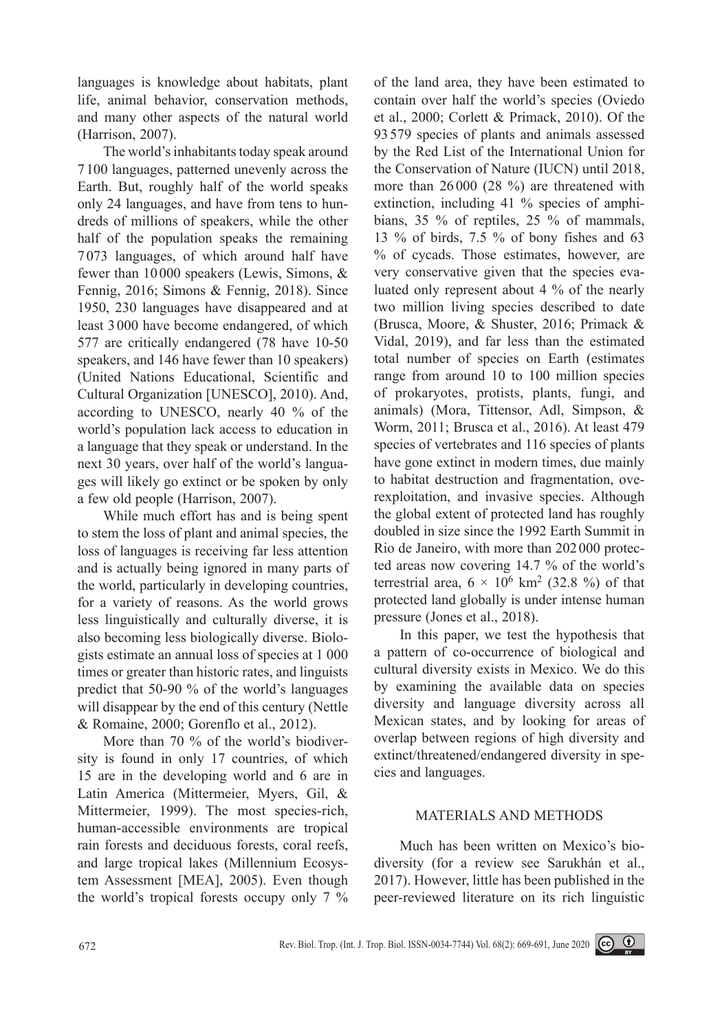languages is knowledge about habitats, plant life, animal behavior, conservation methods, and many other aspects of the natural world (Harrison, 2007).

The world's inhabitants today speak around 7 100 languages, patterned unevenly across the Earth. But, roughly half of the world speaks only 24 languages, and have from tens to hundreds of millions of speakers, while the other half of the population speaks the remaining 7 073 languages, of which around half have fewer than 10 000 speakers (Lewis, Simons, & Fennig, 2016; Simons & Fennig, 2018). Since 1950, 230 languages have disappeared and at least 3 000 have become endangered, of which 577 are critically endangered (78 have 10-50 speakers, and 146 have fewer than 10 speakers) (United Nations Educational, Scientific and Cultural Organization [UNESCO], 2010). And, according to UNESCO, nearly 40 % of the world's population lack access to education in a language that they speak or understand. In the next 30 years, over half of the world's languages will likely go extinct or be spoken by only a few old people (Harrison, 2007).

While much effort has and is being spent to stem the loss of plant and animal species, the loss of languages is receiving far less attention and is actually being ignored in many parts of the world, particularly in developing countries, for a variety of reasons. As the world grows less linguistically and culturally diverse, it is also becoming less biologically diverse. Biologists estimate an annual loss of species at 1 000 times or greater than historic rates, and linguists predict that 50-90 % of the world's languages will disappear by the end of this century (Nettle & Romaine, 2000; Gorenflo et al., 2012).

More than 70 % of the world's biodiversity is found in only 17 countries, of which 15 are in the developing world and 6 are in Latin America (Mittermeier, Myers, Gil, & Mittermeier, 1999). The most species-rich, human-accessible environments are tropical rain forests and deciduous forests, coral reefs, and large tropical lakes (Millennium Ecosystem Assessment [MEA], 2005). Even though the world's tropical forests occupy only 7 % of the land area, they have been estimated to contain over half the world's species (Oviedo et al., 2000; Corlett & Primack, 2010). Of the 93 579 species of plants and animals assessed by the Red List of the International Union for the Conservation of Nature (IUCN) until 2018, more than 26 000 (28 %) are threatened with extinction, including 41 % species of amphibians, 35 % of reptiles, 25 % of mammals, 13 % of birds, 7.5 % of bony fishes and 63 % of cycads. Those estimates, however, are very conservative given that the species evaluated only represent about 4 % of the nearly two million living species described to date (Brusca, Moore, & Shuster, 2016; Primack & Vidal, 2019), and far less than the estimated total number of species on Earth (estimates range from around 10 to 100 million species of prokaryotes, protists, plants, fungi, and animals) (Mora, Tittensor, Adl, Simpson, & Worm, 2011; Brusca et al., 2016). At least 479 species of vertebrates and 116 species of plants have gone extinct in modern times, due mainly to habitat destruction and fragmentation, overexploitation, and invasive species. Although the global extent of protected land has roughly doubled in size since the 1992 Earth Summit in Rio de Janeiro, with more than 202 000 protected areas now covering 14.7 % of the world's terrestrial area, $6 \times 10^6$ km$^2$ (32.8 %) of that protected land globally is under intense human pressure (Jones et al., 2018).

In this paper, we test the hypothesis that a pattern of co-occurrence of biological and cultural diversity exists in Mexico. We do this by examining the available data on species diversity and language diversity across all Mexican states, and by looking for areas of overlap between regions of high diversity and extinct/threatened/endangered diversity in species and languages.

## MATERIALS AND METHODS

Much has been written on Mexico's biodiversity (for a review see Sarukhán et al., 2017). However, little has been published in the peer-reviewed literature on its rich linguistic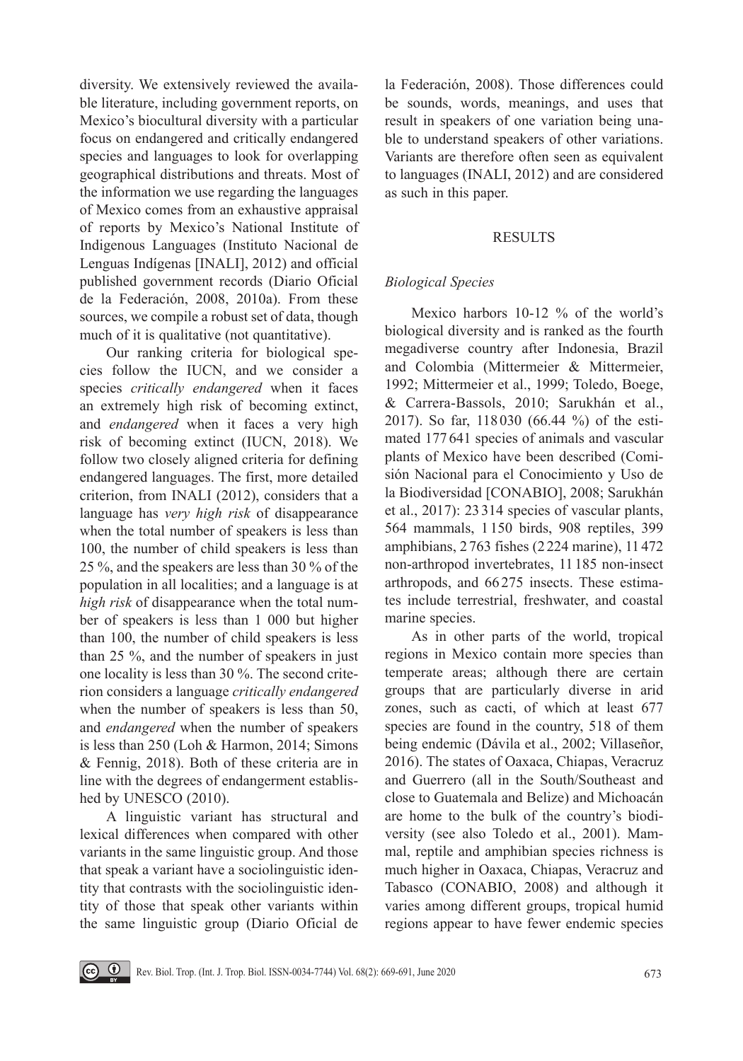diversity. We extensively reviewed the available literature, including government reports, on Mexico's biocultural diversity with a particular focus on endangered and critically endangered species and languages to look for overlapping geographical distributions and threats. Most of the information we use regarding the languages of Mexico comes from an exhaustive appraisal of reports by Mexico's National Institute of Indigenous Languages (Instituto Nacional de Lenguas Indígenas [INALI], 2012) and official published government records (Diario Oficial de la Federación, 2008, 2010a). From these sources, we compile a robust set of data, though much of it is qualitative (not quantitative).

Our ranking criteria for biological species follow the IUCN, and we consider a species *critically endangered* when it faces an extremely high risk of becoming extinct, and *endangered* when it faces a very high risk of becoming extinct (IUCN, 2018). We follow two closely aligned criteria for defining endangered languages. The first, more detailed criterion, from INALI (2012), considers that a language has *very high risk* of disappearance when the total number of speakers is less than 100, the number of child speakers is less than 25 %, and the speakers are less than 30 % of the population in all localities; and a language is at *high risk* of disappearance when the total number of speakers is less than 1 000 but higher than 100, the number of child speakers is less than 25 %, and the number of speakers in just one locality is less than 30 %. The second criterion considers a language *critically endangered* when the number of speakers is less than 50, and *endangered* when the number of speakers is less than 250 (Loh & Harmon, 2014; Simons & Fennig, 2018). Both of these criteria are in line with the degrees of endangerment established by UNESCO (2010).

A linguistic variant has structural and lexical differences when compared with other variants in the same linguistic group. And those that speak a variant have a sociolinguistic identity that contrasts with the sociolinguistic identity of those that speak other variants within the same linguistic group (Diario Oficial de la Federación, 2008). Those differences could be sounds, words, meanings, and uses that result in speakers of one variation being unable to understand speakers of other variations. Variants are therefore often seen as equivalent to languages (INALI, 2012) and are considered as such in this paper.

## RESULTS

### *Biological Species*

Mexico harbors 10-12 % of the world's biological diversity and is ranked as the fourth megadiverse country after Indonesia, Brazil and Colombia (Mittermeier & Mittermeier, 1992; Mittermeier et al., 1999; Toledo, Boege, & Carrera-Bassols, 2010; Sarukhán et al., 2017). So far, 118 030 (66.44 %) of the estimated 177 641 species of animals and vascular plants of Mexico have been described (Comisión Nacional para el Conocimiento y Uso de la Biodiversidad [CONABIO], 2008; Sarukhán et al., 2017): 23 314 species of vascular plants, 564 mammals, 1 150 birds, 908 reptiles, 399 amphibians, 2 763 fishes (2 224 marine), 11 472 non-arthropod invertebrates, 11 185 non-insect arthropods, and 66 275 insects. These estimates include terrestrial, freshwater, and coastal marine species.

As in other parts of the world, tropical regions in Mexico contain more species than temperate areas; although there are certain groups that are particularly diverse in arid zones, such as cacti, of which at least 677 species are found in the country, 518 of them being endemic (Dávila et al., 2002; Villaseñor, 2016). The states of Oaxaca, Chiapas, Veracruz and Guerrero (all in the South/Southeast and close to Guatemala and Belize) and Michoacán are home to the bulk of the country's biodiversity (see also Toledo et al., 2001). Mammal, reptile and amphibian species richness is much higher in Oaxaca, Chiapas, Veracruz and Tabasco (CONABIO, 2008) and although it varies among different groups, tropical humid regions appear to have fewer endemic species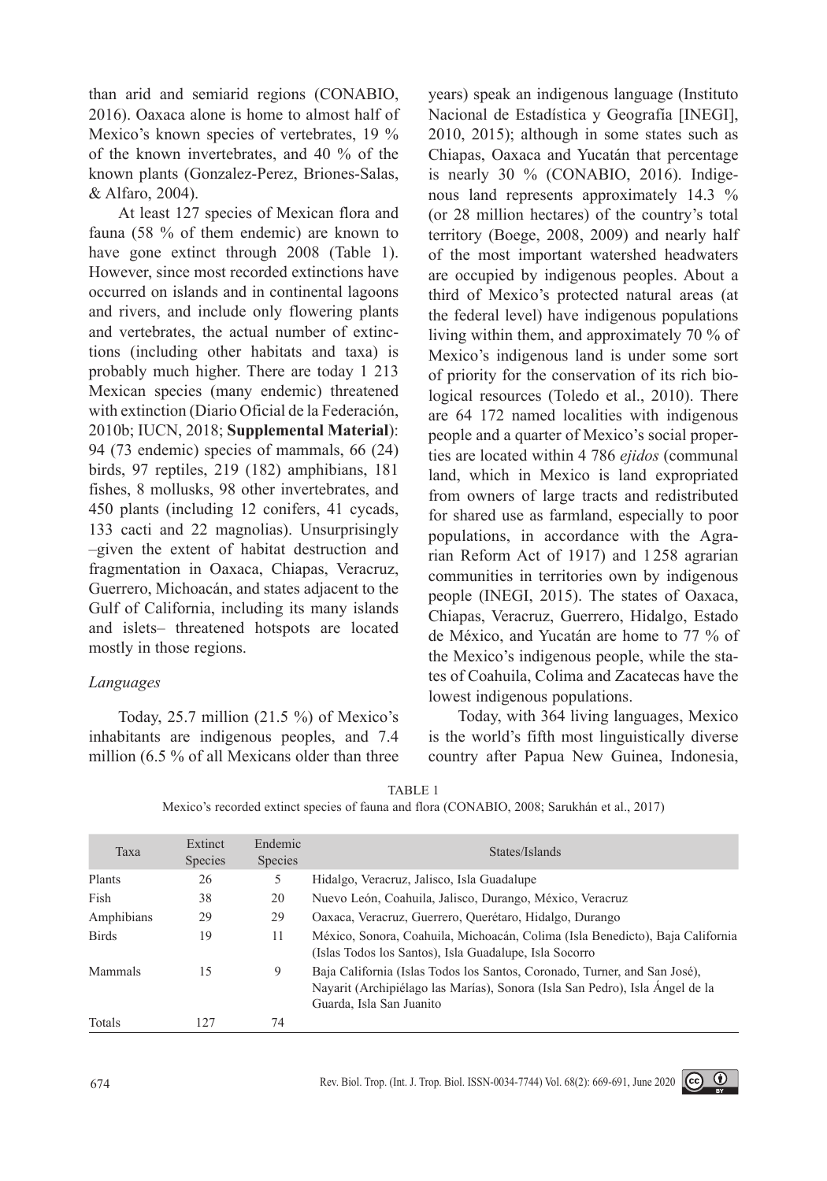than arid and semiarid regions (CONABIO, 2016). Oaxaca alone is home to almost half of Mexico's known species of vertebrates, 19 % of the known invertebrates, and 40 % of the known plants (Gonzalez-Perez, Briones-Salas, & Alfaro, 2004).

At least 127 species of Mexican flora and fauna (58 % of them endemic) are known to have gone extinct through 2008 (Table 1). However, since most recorded extinctions have occurred on islands and in continental lagoons and rivers, and include only flowering plants and vertebrates, the actual number of extinctions (including other habitats and taxa) is probably much higher. There are today 1 213 Mexican species (many endemic) threatened with extinction (Diario Oficial de la Federación, 2010b; IUCN, 2018; **Supplemental Material**): 94 (73 endemic) species of mammals, 66 (24) birds, 97 reptiles, 219 (182) amphibians, 181 fishes, 8 mollusks, 98 other invertebrates, and 450 plants (including 12 conifers, 41 cycads, 133 cacti and 22 magnolias). Unsurprisingly –given the extent of habitat destruction and fragmentation in Oaxaca, Chiapas, Veracruz, Guerrero, Michoacán, and states adjacent to the Gulf of California, including its many islands and islets– threatened hotspots are located mostly in those regions.

*Languages*

Today, 25.7 million (21.5 %) of Mexico's inhabitants are indigenous peoples, and 7.4 million (6.5 % of all Mexicans older than three years) speak an indigenous language (Instituto Nacional de Estadística y Geografía [INEGI], 2010, 2015); although in some states such as Chiapas, Oaxaca and Yucatán that percentage is nearly 30 % (CONABIO, 2016). Indigenous land represents approximately 14.3 % (or 28 million hectares) of the country's total territory (Boege, 2008, 2009) and nearly half of the most important watershed headwaters are occupied by indigenous peoples. About a third of Mexico's protected natural areas (at the federal level) have indigenous populations living within them, and approximately 70 % of Mexico's indigenous land is under some sort of priority for the conservation of its rich biological resources (Toledo et al., 2010). There are 64 172 named localities with indigenous people and a quarter of Mexico's social properties are located within 4 786 *ejidos* (communal land, which in Mexico is land expropriated from owners of large tracts and redistributed for shared use as farmland, especially to poor populations, in accordance with the Agrarian Reform Act of 1917) and 1 258 agrarian communities in territories own by indigenous people (INEGI, 2015). The states of Oaxaca, Chiapas, Veracruz, Guerrero, Hidalgo, Estado de México, and Yucatán are home to 77 % of the Mexico's indigenous people, while the states of Coahuila, Colima and Zacatecas have the lowest indigenous populations.

Today, with 364 living languages, Mexico is the world's fifth most linguistically diverse country after Papua New Guinea, Indonesia,

TABLE 1
Mexico's recorded extinct species of fauna and flora (CONABIO, 2008; Sarukhán et al., 2017)

| Taxa | Extinct Species | Endemic Species | States/Islands |
|---|---|---|---|
| Plants | 26 | 5 | Hidalgo, Veracruz, Jalisco, Isla Guadalupe |
| Fish | 38 | 20 | Nuevo León, Coahuila, Jalisco, Durango, México, Veracruz |
| Amphibians | 29 | 29 | Oaxaca, Veracruz, Guerrero, Querétaro, Hidalgo, Durango |
| Birds | 19 | 11 | México, Sonora, Coahuila, Michoacán, Colima (Isla Benedicto), Baja California (Islas Todos los Santos), Isla Guadalupe, Isla Socorro |
| Mammals | 15 | 9 | Baja California (Islas Todos los Santos, Coronado, Turner, and San José), Nayarit (Archipiélago las Marías), Sonora (Isla San Pedro), Isla Ángel de la Guarda, Isla San Juanito |
| Totals | 127 | 74 | |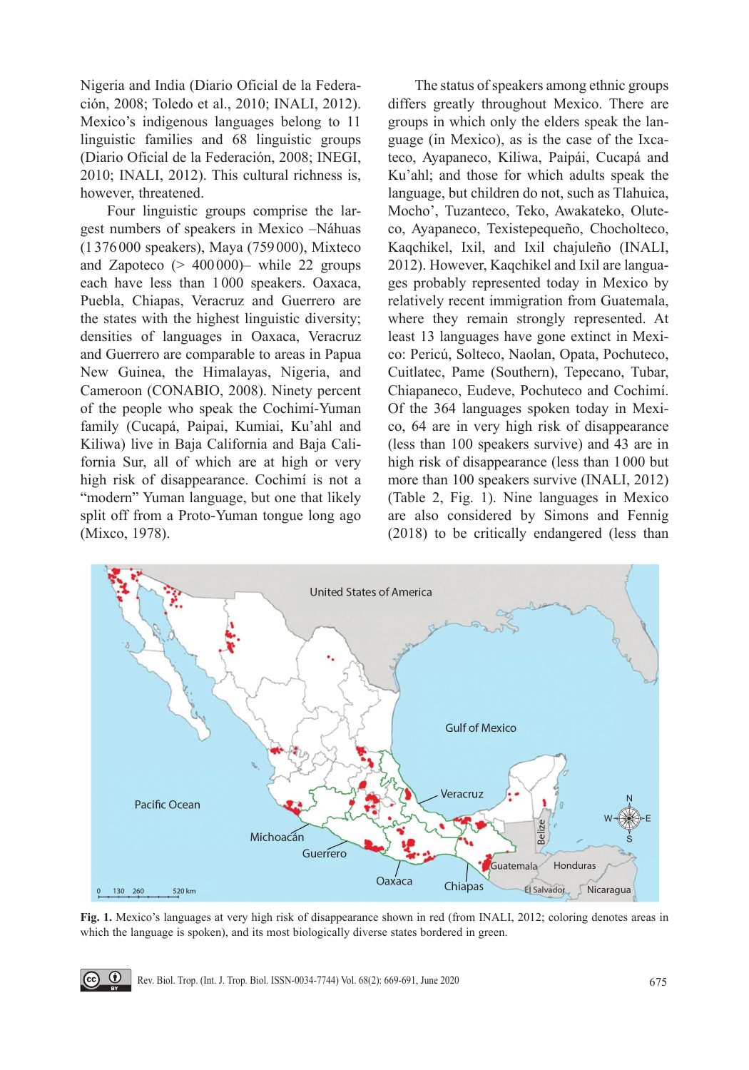Nigeria and India (Diario Oficial de la Federación, 2008; Toledo et al., 2010; INALI, 2012). Mexico's indigenous languages belong to 11 linguistic families and 68 linguistic groups (Diario Oficial de la Federación, 2008; INEGI, 2010; INALI, 2012). This cultural richness is, however, threatened.

Four linguistic groups comprise the largest numbers of speakers in Mexico –Náhuas (1 376 000 speakers), Maya (759 000), Mixteco and Zapoteco (> 400 000)– while 22 groups each have less than 1 000 speakers. Oaxaca, Puebla, Chiapas, Veracruz and Guerrero are the states with the highest linguistic diversity; densities of languages in Oaxaca, Veracruz and Guerrero are comparable to areas in Papua New Guinea, the Himalayas, Nigeria, and Cameroon (CONABIO, 2008). Ninety percent of the people who speak the Cochimí-Yuman family (Cucapá, Paipai, Kumiai, Ku'ahl and Kiliwa) live in Baja California and Baja California Sur, all of which are at high or very high risk of disappearance. Cochimí is not a "modern" Yuman language, but one that likely split off from a Proto-Yuman tongue long ago (Mixco, 1978).

The status of speakers among ethnic groups differs greatly throughout Mexico. There are groups in which only the elders speak the language (in Mexico), as is the case of the Ixcateco, Ayapaneco, Kiliwa, Paipái, Cucapá and Ku'ahl; and those for which adults speak the language, but children do not, such as Tlahuica, Mocho', Tuzanteco, Teko, Awakateko, Oluteco, Ayapaneco, Texistepequeño, Chocholteco, Kaqchikel, Ixil, and Ixil chajuleño (INALI, 2012). However, Kaqchikel and Ixil are languages probably represented today in Mexico by relatively recent immigration from Guatemala, where they remain strongly represented. At least 13 languages have gone extinct in Mexico: Pericú, Solteco, Naolan, Opata, Pochuteco, Cuitlatec, Pame (Southern), Tepecano, Tubar, Chiapaneco, Eudeve, Pochuteco and Cochimí. Of the 364 languages spoken today in Mexico, 64 are in very high risk of disappearance (less than 100 speakers survive) and 43 are in high risk of disappearance (less than 1 000 but more than 100 speakers survive (INALI, 2012) (Table 2, Fig. 1). Nine languages in Mexico are also considered by Simons and Fennig (2018) to be critically endangered (less than

**Fig. 1.** Mexico's languages at very high risk of disappearance shown in red (from INALI, 2012; coloring denotes areas in which the language is spoken), and its most biologically diverse states bordered in green.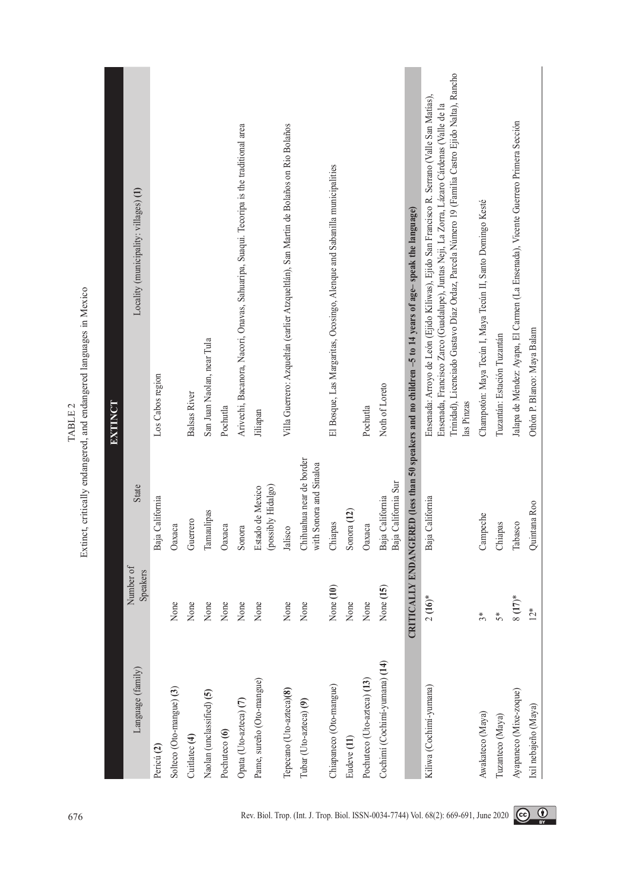TABLE 2
Extinct, critically endangered, and endangered languages in Mexico

| Language (family) | Number of Speakers | State | Locality (municipality: villages) **(1)** |
|---|---|---|---|
| **EXTINCT** | | | |
| Pericú **(2)** | | Baja California | Los Cabos region |
| Solteco (Oto-mangue) **(3)** | None | Oaxaca | |
| Cuitlatec **(4)** | None | Guerrero | Balsas River |
| Naolan (unclassified) **(5)** | None | Tamaulipas | San Juan Naolan, near Tula |
| Pochuteco **(6)** | None | Oaxaca | Pochutla |
| Opata (Uto-azteca) **(7)** | None | Sonora | Arivechi, Bacanora, Nacori, Onavas, Sahuaripa, Suaqui. Tecoripa is the traditional area |
| Pame, sureño (Oto-mangue) | None | Estado de Mexico (possibly Hidalgo) | Jiliapan |
| Tepecano (Uto-azteca)**(8)** | None | Jalisco | Villa Guerrero: Azqueltán (earlier Atzqueltlán), San Martín de Bolaños on Río Bolaños |
| Tubar (Uto-azteca) **(9)** | None | Chihuahua near de border with Sonora and Sinaloa | |
| Chiapaneco (Oto-mangue) | None **(10)** | Chiapas | El Bosque, Las Margaritas, Ocosingo, Alenque and Sabanilla municipalities |
| Eudeve **(11)** | None | Sonora **(12)** | |
| Pochuteco (Uto-azteca) **(13)** | None | Oaxaca | Pochutla |
| Cochimí (Cochimí-yumana) **(14)** | None **(15)** | Baja California Baja California Sur | Noth of Loreto |
| **CRITICALLY ENDANGERED (less than 50 speakers and no children –5 to 14 years of age– speak the language)** | | | |
| Kiliwa (Cochimí-yumana) | 2 **(16)**\* | Baja California | Ensenada: Arroyo de León (Ejido Kiliwas), Ejido San Francisco R. Serrano (Valle San Matías), Ensenada, Francisco Zarco (Guadalupe), Juntas Neji, La Zorra, Lázaro Cárdenas (Valle de la Trinidad), Licenciado Gustavo Díaz Ordaz, Parcela Número 19 (Familia Castro Ejido Nalta), Rancho las Pinzas |
| Awakateco (Maya) | 3\* | Campeche | Champotón: Maya Tecún I, Maya Tecún II, Santo Domingo Kesté |
| Tuzanteco (Maya) | 5\* | Chiapas | Tuzantán: Estación Tuzantán |
| Ayapaneco (Mixe-zoque) | 8 **(17)**\* | Tabasco | Jalapa de Méndez: Ayapa, El Carmen (La Ensenada), Vicente Guerrero Primera Sección |
| Ixil nebajeño (Maya) | 12\* | Quintana Roo | Othón P. Blanco: Maya Balam |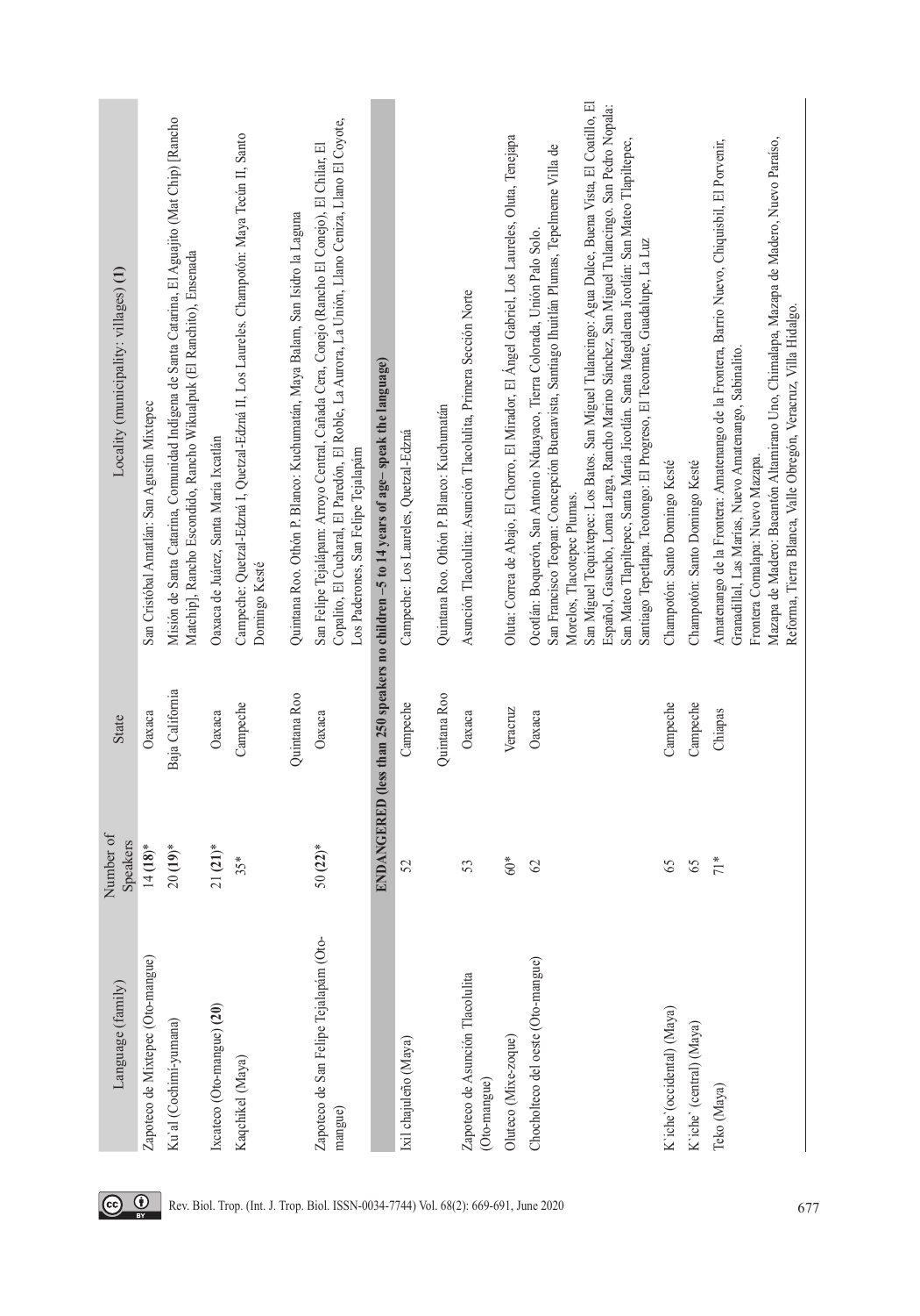| Language (family) | Number of Speakers | State | Locality (municipality: villages) **(1)** |
|---|---|---|---|
| Zapoteco de Mixtepec (Oto-mangue) | 14 **(18)*** | Oaxaca | San Cristóbal Amatlán: San Agustín Mixtepec |
| Ku'al (Cochimí-yumana) | 20 **(19)*** | Baja California | Misión de Santa Catarina, Comunidad Indígena de Santa Catarina, El Aguajito (Mat Chip) [Rancho Matchip], Rancho Escondido, Rancho Wikualpuk (El Ranchito), Ensenada |
| Ixcateco (Oto-mangue) **(20)** | 21 **(21)*** | Oaxaca | Oaxaca de Juárez, Santa María Ixcatlán |
| Kaqchikel (Maya) | 35* | Campeche | Campeche: Quetzal-Edzná I, Quetzal-Edzná II, Los Laureles. Champotón: Maya Tecún II, Santo Domingo Kesté |
| | | Quintana Roo | Quintana Roo. Othón P. Blanco: Kuchumatán, Maya Balam, San Isidro la Laguna |
| Zapoteco de San Felipe Tejalapám (Oto-mangue) | 50 **(22)*** | Oaxaca | San Felipe Tejalápam: Arroyo Central, Cañada Cera, Conejo (Rancho El Conejo), El Chilar, El Copalito, El Cucharal, El Paredón, El Roble, La Aurora, La Unión, Llano Ceniza, Llano El Coyote, Los Paderones, San Felipe Tejalapám |
| **ENDANGERED (less than 250 speakers no children –5 to 14 years of age– speak the language)** | | | |
| Ixil chajuleño (Maya) | 52 | Campeche | Campeche: Los Laureles, Quetzal-Edzná |
| | | Quintana Roo | Quintana Roo. Othón P. Blanco: Kuchumatán |
| Zapoteco de Asunción Tlacolulita (Oto-mangue) | 53 | Oaxaca | Asunción Tlacolulita: Asunción Tlacolulita, Primera Sección Norte |
| Oluteco (Mixe-zoque) | 60* | Veracruz | Oluta: Correa de Abajo, El Chorro, El Mirador, El Ángel Gabriel, Los Laureles, Oluta, Tenejapa |
| Chocholteco del oeste (Oto-mangue) | 62 | Oaxaca | Ocotlán: Boquerón, San Antonio Nduayaco, Tierra Colorada, Unión Palo Solo.<br>San Francisco Teopan: Concepción Buenavista, Santiago Ihuitlán Plumas, Tepelmeme Villa de Morelos, Tlacotepec Plumas.<br>San Miguel Tequixtepec: Los Batos. San Miguel Tulancingo: Agua Dulce, Buena Vista, El Coatillo, El Español, Gasucho, Loma Larga, Rancho Marino Sánchez, San Miguel Tulancingo. San Pedro Nopala: San Mateo Tlapiltepec, Santa María Jicotlán. Santa Magdalena Jicotlán: San Mateo Tlapiltepec, Santiago Tepetlapa. Teotongo: El Progreso, El Tecomate, Guadalupe, La Luz |
| K'iche'(occidental) (Maya) | 65 | Campeche | Champotón: Santo Domingo Kesté |
| K'iche' (central) (Maya) | 65 | Campeche | Champotón: Santo Domingo Kesté |
| Teko (Maya) | 71* | Chiapas | Amatenango de la Frontera: Amatenango de la Frontera, Barrio Nuevo, Chiquisbil, El Porvenir, Granadillal, Las Marías, Nuevo Amatenango, Sabinalito.<br>Frontera Comalapa: Nuevo Mazapa.<br>Mazapa de Madero: Bacantón Altamirano Uno, Chimalapa, Mazapa de Madero, Nuevo Paraíso, Reforma, Tierra Blanca, Valle Obregón, Veracruz, Villa Hidalgo. |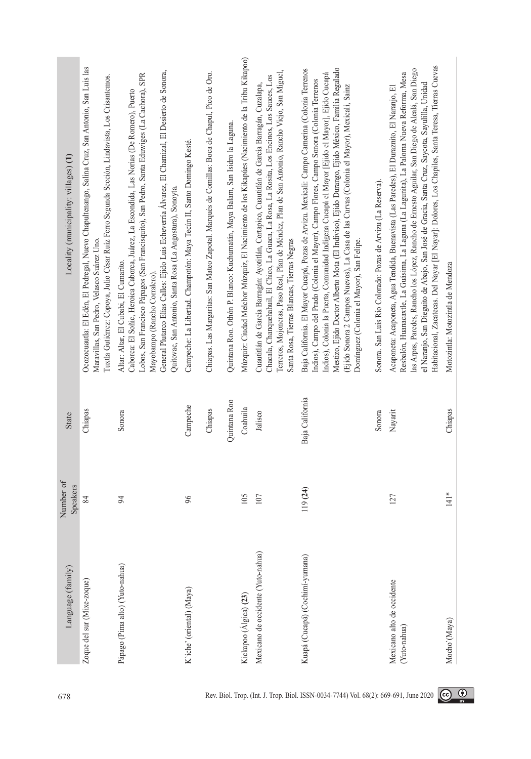| Language (family) | Number of Speakers | State | Locality (municipality: villages) **(1)** |
|---|---|---|---|
| Zoque del sur (Mixe-zoque) | 84 | Chiapas | Ocozocuautla: El Edén, El Pedregal, Nuevo Chapultenango, Salina Cruz, San Antonio, San Luis las Maravillas, San Pedro, Velasco Suárez Uno. Tuxtla Gutiérrez: Copoya, Julio César Ruiz Ferro Segunda Sección, Lindavista, Los Crisantemos. |
| Pápago (Pima alto) (Yuto-nahua) | 94 | Sonora | Altar: Altar, El Cubabi, El Cumarito. Caborca: El Sõñe, Heroica Caborca, Juárez, La Escondida, Las Norias (De Romero), Puerto Lobos, San Francisco Pápagos (San Francisquito), San Pedro, Santa Eduwiges (La Cachora), SPR Mayobampo (Rancho Corralero). General Plutarco Elías Calles: Ejido Luis Echeverría Álvarez, El Chamizal, El Desierto de Sonora, Quitovac, San Antonio, Santa Rosa (La Angostura), Sonoyta. |
| K'iche' (oriental) (Maya) | 96 | Campeche | Campeche: La Libertad. Champotón: Maya Tecún II, Santo Domingo Kesté. |
| | | Chiapas | Chiapas. Las Margaritas: San Mateo Zapotal. Marqués de Comillas: Boca de Chapul, Pico de Oro. |
| | | Quintana Roo | Quintana Roo. Othón P. Blanco: Kuchumatán, Maya Balam, San Isidro la Laguna. |
| Kickapoo (Álgica) **(23)** | 105 | Coahuila | Múzquiz: Ciudad Melchor Múzquiz, El Nacimiento de los Kikapúes (Nacimiento de la Tribu Kikapoo) |
| Mexicano de occidente (Yuto-nahua) | 107 | Jalisco | Cuautitlán de García Barragán: Ayotitlán, Cortapico, Cuautitlán de García Barragán, Cuzalapa, Chacala, Changuehahuil, El Chico, La Guaca, La Rosa, La Rosita, Los Encinos, Los Sauces, Los Terreros, Mojoneras, Paso Real, Plan de Méndez, Plan de San Antonio, Rancho Viejo, San Miguel, Santa Rosa, Tierras Blancas, Tierras Negras |
| Kuapá (Cucapá) (Cochimí-yumana) | 119 **(24)** | Baja California | Baja California. El Mayor Cucapá, Pozas de Arvizu. Mexicali: Campo Camerina (Colonia Terrenos Indios), Campo del Prado (Colonia el Mayor), Campo Flores, Campo Sonora (Colonia Terrenos Indios), Colonia la Puerta, Comunidad Indígena Cucapá el Mayor [Ejido el Mayor], Ejido Cucapá Mestizo, Ejido Doctor Alberto Mota (El Indiviso), Ejido Durango, Ejido México, Familia Regalado (Ejido Sonora 2 Campos Nuevos), La Casa de las Curvas (Colonia el Mayor), Mexicali, Sainz Domínguez (Colonia el Mayor), San Felipe. |
| | | Sonora | Sonora. San Luis Río Colorado: Pozas de Arvizu (La Reserva). |
| Mexicano alto de occidente (Yuto-nahua) | 127 | Nayarit | Acaponeta: Acaponeta, Agua Tendida, Buenavista (Las Paredes), El Duraznito, El Naranjo, El Resbalón, Huanacaxtle, La Guásima, La Laguna (La Lagunita), La Paloma Nueva Reforma, Mesa las Arpas, Paredes, Rancho los López, Rancho de Ernesto Aguilar, San Diego de Alcalá, San Diego el Naranjo, San Dieguito de Abajo, San José de Gracia, Santa Cruz, Saycota, Sayulilla, Unidad Habitacional, Zacatecas. Del Nayar [El Nayar]: Dolores, Los Chapiles, Santa Teresa, Tierras Cuevas |
| Mocho'(Maya) | 141* | Chiapas | Motozintla: Motozintla de Mendoza |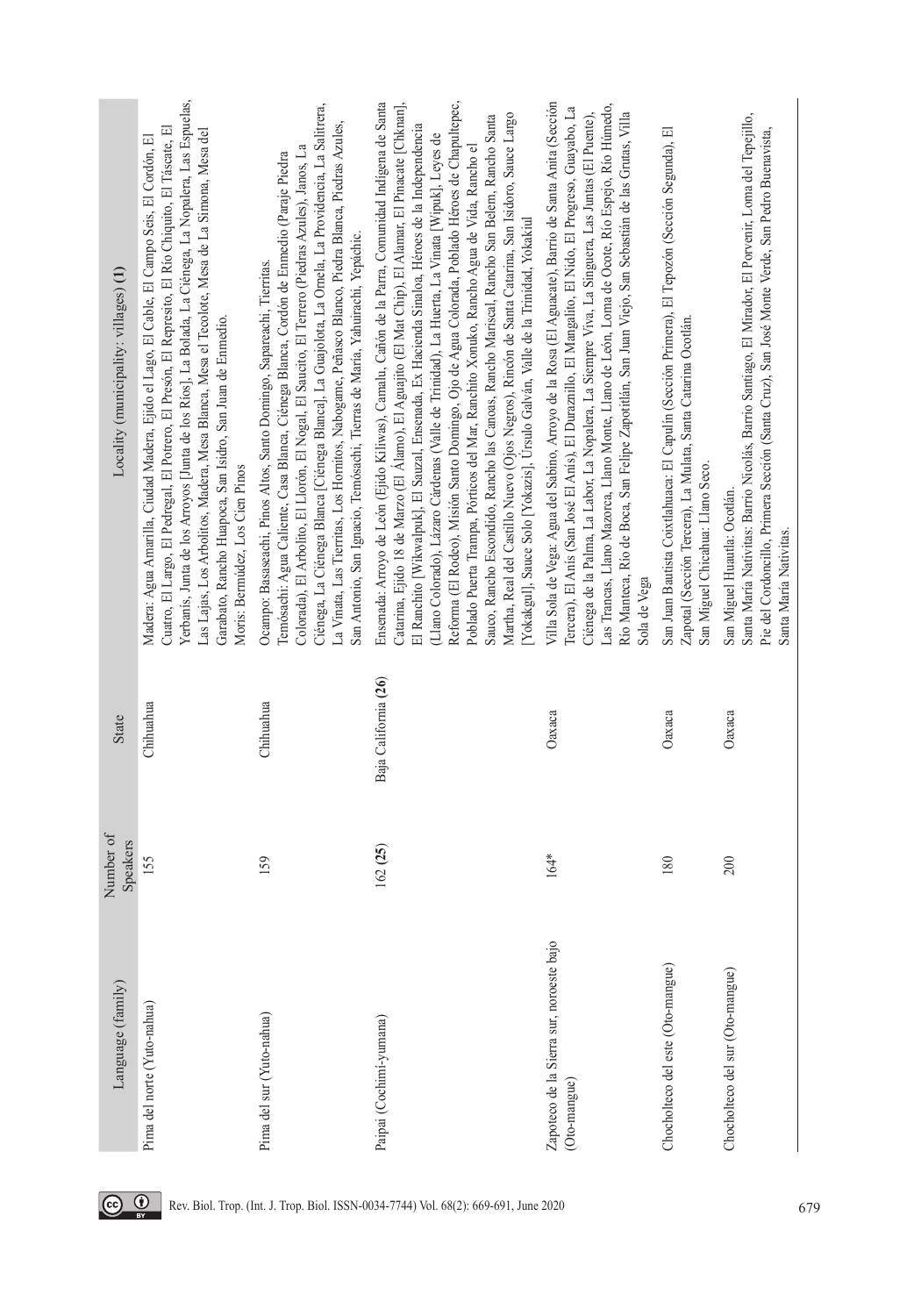| Language (family) | Number of Speakers | State | Locality (municipality: villages) (1) |
|---|---|---|---|
| Pima del norte (Yuto-nahua) | 155 | Chihuahua | Madera: Agua Amarilla, Ciudad Madera, Ejido el Lago, El Cable, El Campo Seis, El Cordón, El Cuatro, El Largo, El Pedregal, El Potrero, El Presón, El Represito, El Río Chiquito, El Táscate, El Yerbanís, Junta de los Arroyos [Junta de los Ríos], La Bolada, La Ciénega, La Nopalera, Las Espuelas, Las Lajas, Los Arbolitos, Madera, Mesa Blanca, Mesa el Tecolote, Mesa de La Simona, Mesa del Garabato, Rancho Huapoca, San Isidro, San Juan de Enmedio. Moris: Bermúdez, Los Cien Pinos |
| Pima del sur (Yuto-nahua) | 159 | Chihuahua | Ocampo: Basaseachi, Pinos Altos, Santo Domingo, Sapareachi, Tierritas. Temósachi: Agua Caliente, Casa Blanca, Ciénega Blanca, Cordón de Enmedio (Paraje Piedra Colorada), El Arbolito, El Llorón, El Nogal, El Saucito, El Terrero (Piedras Azules), Janos, La Ciénaga, La Ciénega Blanca [Ciénega Blanca], La Guajolota, La Ornela, La Providencia, La Salitrera, La Vinata, Las Tierritas, Los Hornitos, Nabogame, Peñasco Blanco, Piedra Blanca, Piedras Azules, San Antonio, San Ignacio, Temósachi, Tierras de María, Yahuirachi, Yepáchic. |
| Paipai (Cochimí-yumana) | 162 (**25**) | Baja California (**26**) | Ensenada: Arroyo de León (Ejido Kiliwas), Camalu, Cañón de la Parra, Comunidad Indígena de Santa Catarina, Ejido 18 de Marzo (El Álamo), El Aguajito (El Mat Chip), El Alamar, El Pinacate [Chknan], El Ranchito [Wikwalpuk], El Sauzal, Ensenada, Ex Hacienda Sinaloa, Héroes de la Independencia (Llano Colorado), Lázaro Cárdenas (Valle de Trinidad), La Huerta, La Vinata [Wipuk], Leyes de Reforma (El Rodeo), Misión Santo Domingo, Ojo de Agua Colorada, Poblado Héroes de Chapultepec, Poblado Puerta Trampa, Pórticos del Mar, Ranchito Xonuko, Rancho Agua de Vida, Rancho el Sauco, Rancho Escondido, Rancho las Canoas, Rancho Mariscal, Rancho San Belem, Rancho Santa Martha, Real del Castillo Nuevo (Ojos Negros), Rincón de Santa Catarina, San Isidoro, Sauce Largo [Yokakgul], Sauce Solo [Yokazis], Úrsulo Galván, Valle de la Trinidad, Yokakiul |
| Zapoteco de la Sierra sur, noroeste bajo (Oto-mangue) | 164* | Oaxaca | Villa Sola de Vega: Agua del Sabino, Arroyo de la Rosa (El Aguacate), Barrio de Santa Anita (Sección Tercera), El Anís (San José El Anís), El Duraznillo, El Mangalito, El Nido, El Progreso, Guayabo, La Ciénega de la Palma, La Labor, La Nopalera, La Siempre Viva, La Singuera, Las Juntas (El Puente), Las Trancas, Llano Mazorca, Llano Monte, Llano de León, Loma de Ocote, Río Espejo, Río Húmedo, Río Manteca, Río de Boca, San Felipe Zapotitlán, San Juan Viejo, San Sebastián de las Grutas, Villa Sola de Vega |
| Chocholteco del este (Oto-mangue) | 180 | Oaxaca | San Juan Bautista Coixtlahuaca: El Capulín (Sección Primera), El Tepozón (Sección Segunda), El Zapotal (Sección Tercera), La Mulata, Santa Catarina Ocotlán. San Miguel Chicahua: Llano Seco. |
| Chocholteco del sur (Oto-mangue) | 200 | Oaxaca | San Miguel Huautla: Ocotlán. Santa María Nativitas: Barrio Nicolás, Barrio Santiago, El Mirador, El Porvenir, Loma del Tepejillo, Pie del Cordoncillo, Primera Sección (Santa Cruz), San José Monte Verde, San Pedro Buenavista, Santa María Nativitas. |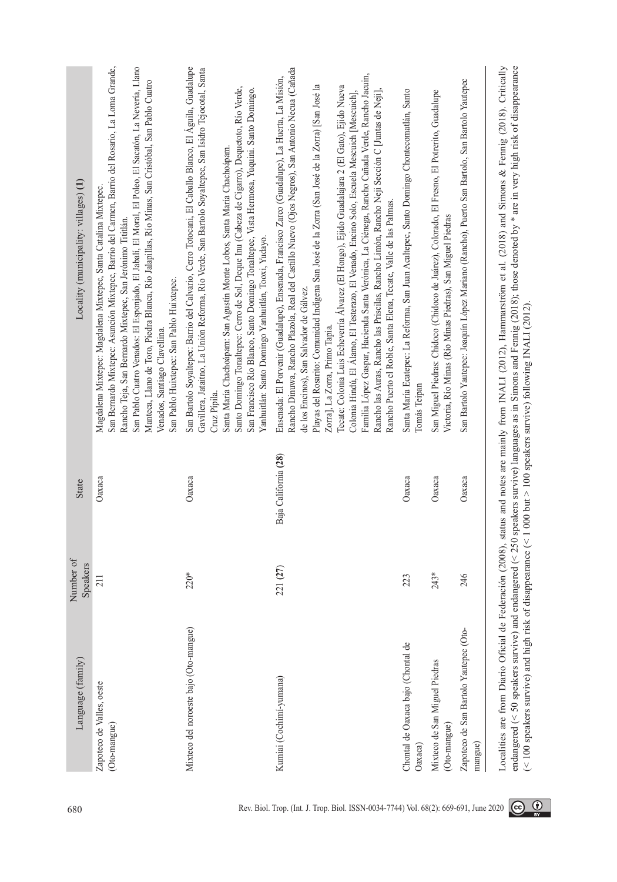| Language (family) | Number of Speakers | State | Locality (municipality: villages) **(1)** |
|---|---|---|---|
| Zapoteco de Valles, oeste (Oto-mangue) | 211 | Oaxaca | Magdalena Mixtepec: Magdalena Mixtepec, Santa Catalina Mixtepec. San Bernardo Mixtepec: Asunción Mixtepec, Barrio del Carmen, Barrio del Rosario, La Loma Grande, Rancho Teja, San Bernardo Mixtepec, San Jerónimo Titilán. San Pablo Cuatro Venados: El Esponjado, El Jabalí, El Moral, El Poleo, El Sacatón, La Nevería, Llano Manteca, Llano de Toro, Piedra Blanca, Río Jalapillas, Río Minas, San Cristóbal, San Pablo Cuatro Venados, Santiago Clavellina. San Pablo Huixtepec: San Pablo Huixtepec. |
| Mixteco del noroeste bajo (Oto-mangue) | 220* | Oaxaca | San Bartolo Soyaltepec: Barrio del Calvario, Cerro Totocani, El Caballo Blanco, El Águila, Guadalupe Gavillera, Jataitno, La Unión Reforma, Río Verde, San Bartolo Soyaltepec, San Isidro Tejocotal, Santa Cruz Pipila. Santa María Chachoápam: San Agustín Monte Lobos, Santa María Chachoápam. Santo Domingo Tonaltepec: Cerro de Sol, Deque Inu (Cabeza de Cigarro), Dequetoto, Río Verde, San Francisco Río Blanco, Santo Domingo Tonaltepec, Vista Hermosa, Yuquini. Santo Domingo. Yanhuitlán: Santo Domingo Yanhuitlán, Tooxi, Yudayo. |
| Kumiai (Cochimí-yumana) | 221 **(27)** | Baja California **(28)** | Ensenada: El Porvenir (Guadalupe), Ensenada, Francisco Zarco (Guadalupe), La Huerta, La Misión, Rancho Dinuwa, Rancho Plazola, Real del Castillo Nuevo (Ojos Negros), San Antonio Necua (Cañada de los Encinos), San Salvador de Gálvez. Playas del Rosarito: Comunidad Indígena San José de la Zorra (San José de la Zorra) [San José la Zorra], La Zorra, Primo Tapia. Tecate: Colonia Luis Echeverría Álvarez (El Hongo), Ejido Guadalajara 2 (El Gato), Ejido Nueva Colonia Hindú, El Álamo, El Testerazo, El Venado, Encino Solo, Escuela Mescuich [Mescuich], Familia López Gaspar, Hacienda Santa Verónica, La Ciénega, Rancho Cañada Verde, Rancho Jacuín, Rancho las Auras, Rancho las Priscilas, Rancho Limón, Rancho Neji Sección C [Juntas de Neji], Rancho Puerto el Roble, Santa Elena, Tecate, Valle de las Palmas. |
| Chontal de Oaxaca bajo (Chontal de Oaxaca) | 223 | Oaxaca | Santa María Ecatepec: La Reforma, San Juan Acaltepec, Santo Domingo Chontecomatlán, Santo Tomás Teipan |
| Mixteco de San Miguel Piedras (Oto-mangue) | 243* | Oaxaca | San Miguel Piedras: Chidoco (Chidoco de Juárez), Colorado, El Fresno, El Potrerito, Guadalupe Victoria, Río Minas (Río Minas Piedras), San Miguel Piedras |
| Zapoteco de San Bartolo Yautepec (Oto-mangue) | 246 | Oaxaca | San Bartolo Yautepec: Joaquín López Mariano (Rancho), Puerto San Bartolo, San Bartolo Yautepec |

Localities are from Diario Oficial de Federación (2008), status and notes are mainly from INALI (2012), Hammarström et al. (2018) and Simons & Fennig (2018). Critically endangered (< 50 speakers survive) and endangered (< 250 speakers survive) languages as in Simons and Fennig (2018); those denoted by * are in very high risk of disappearance (< 100 speakers survive) and high risk of disappearance (< 1 000 but > 100 speakers survive) following INALI (2012).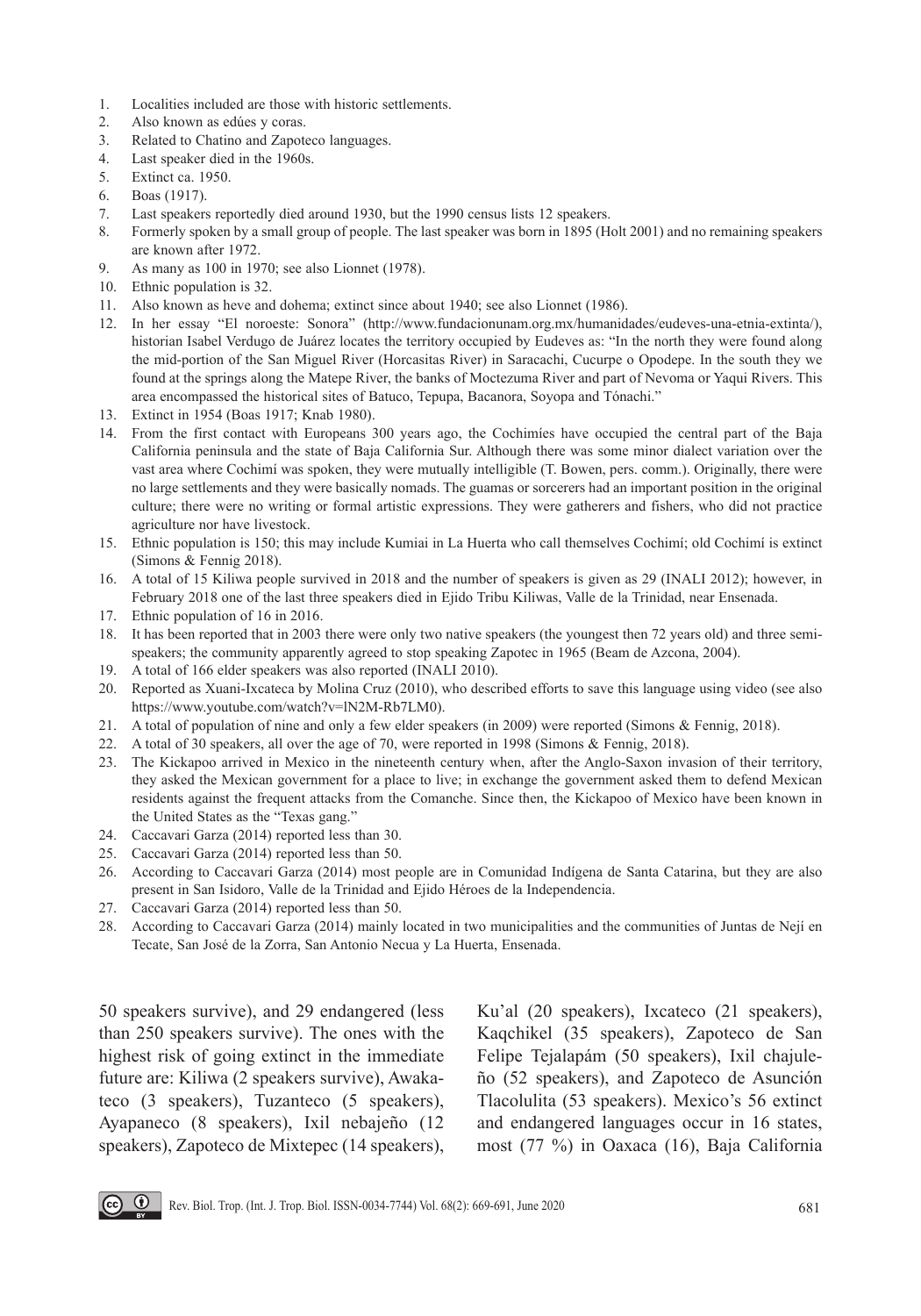1. Localities included are those with historic settlements.
2. Also known as edúes y coras.
3. Related to Chatino and Zapoteco languages.
4. Last speaker died in the 1960s.
5. Extinct ca. 1950.
6. Boas (1917).
7. Last speakers reportedly died around 1930, but the 1990 census lists 12 speakers.
8. Formerly spoken by a small group of people. The last speaker was born in 1895 (Holt 2001) and no remaining speakers are known after 1972.
9. As many as 100 in 1970; see also Lionnet (1978).
10. Ethnic population is 32.
11. Also known as heve and dohema; extinct since about 1940; see also Lionnet (1986).
12. In her essay "El noroeste: Sonora" (http://www.fundacionunam.org.mx/humanidades/eudeves-una-etnia-extinta/), historian Isabel Verdugo de Juárez locates the territory occupied by Eudeves as: "In the north they were found along the mid-portion of the San Miguel River (Horcasitas River) in Saracachi, Cucurpe o Opodepe. In the south they we found at the springs along the Matepe River, the banks of Moctezuma River and part of Nevoma or Yaqui Rivers. This area encompassed the historical sites of Batuco, Tepupa, Bacanora, Soyopa and Tónachi."
13. Extinct in 1954 (Boas 1917; Knab 1980).
14. From the first contact with Europeans 300 years ago, the Cochimíes have occupied the central part of the Baja California peninsula and the state of Baja California Sur. Although there was some minor dialect variation over the vast area where Cochimí was spoken, they were mutually intelligible (T. Bowen, pers. comm.). Originally, there were no large settlements and they were basically nomads. The guamas or sorcerers had an important position in the original culture; there were no writing or formal artistic expressions. They were gatherers and fishers, who did not practice agriculture nor have livestock.
15. Ethnic population is 150; this may include Kumiai in La Huerta who call themselves Cochimí; old Cochimí is extinct (Simons & Fennig 2018).
16. A total of 15 Kiliwa people survived in 2018 and the number of speakers is given as 29 (INALI 2012); however, in February 2018 one of the last three speakers died in Ejido Tribu Kiliwas, Valle de la Trinidad, near Ensenada.
17. Ethnic population of 16 in 2016.
18. It has been reported that in 2003 there were only two native speakers (the youngest then 72 years old) and three semi-speakers; the community apparently agreed to stop speaking Zapotec in 1965 (Beam de Azcona, 2004).
19. A total of 166 elder speakers was also reported (INALI 2010).
20. Reported as Xuani-Ixcateca by Molina Cruz (2010), who described efforts to save this language using video (see also https://www.youtube.com/watch?v=lN2M-Rb7LM0).
21. A total of population of nine and only a few elder speakers (in 2009) were reported (Simons & Fennig, 2018).
22. A total of 30 speakers, all over the age of 70, were reported in 1998 (Simons & Fennig, 2018).
23. The Kickapoo arrived in Mexico in the nineteenth century when, after the Anglo-Saxon invasion of their territory, they asked the Mexican government for a place to live; in exchange the government asked them to defend Mexican residents against the frequent attacks from the Comanche. Since then, the Kickapoo of Mexico have been known in the United States as the "Texas gang."
24. Caccavari Garza (2014) reported less than 30.
25. Caccavari Garza (2014) reported less than 50.
26. According to Caccavari Garza (2014) most people are in Comunidad Indígena de Santa Catarina, but they are also present in San Isidoro, Valle de la Trinidad and Ejido Héroes de la Independencia.
27. Caccavari Garza (2014) reported less than 50.
28. According to Caccavari Garza (2014) mainly located in two municipalities and the communities of Juntas de Nejí en Tecate, San José de la Zorra, San Antonio Necua y La Huerta, Ensenada.

50 speakers survive), and 29 endangered (less than 250 speakers survive). The ones with the highest risk of going extinct in the immediate future are: Kiliwa (2 speakers survive), Awakateco (3 speakers), Tuzanteco (5 speakers), Ayapaneco (8 speakers), Ixil nebajeño (12 speakers), Zapoteco de Mixtepec (14 speakers), Ku'al (20 speakers), Ixcateco (21 speakers), Kaqchikel (35 speakers), Zapoteco de San Felipe Tejalapám (50 speakers), Ixil chajuleño (52 speakers), and Zapoteco de Asunción Tlacolulita (53 speakers). Mexico's 56 extinct and endangered languages occur in 16 states, most (77 %) in Oaxaca (16), Baja California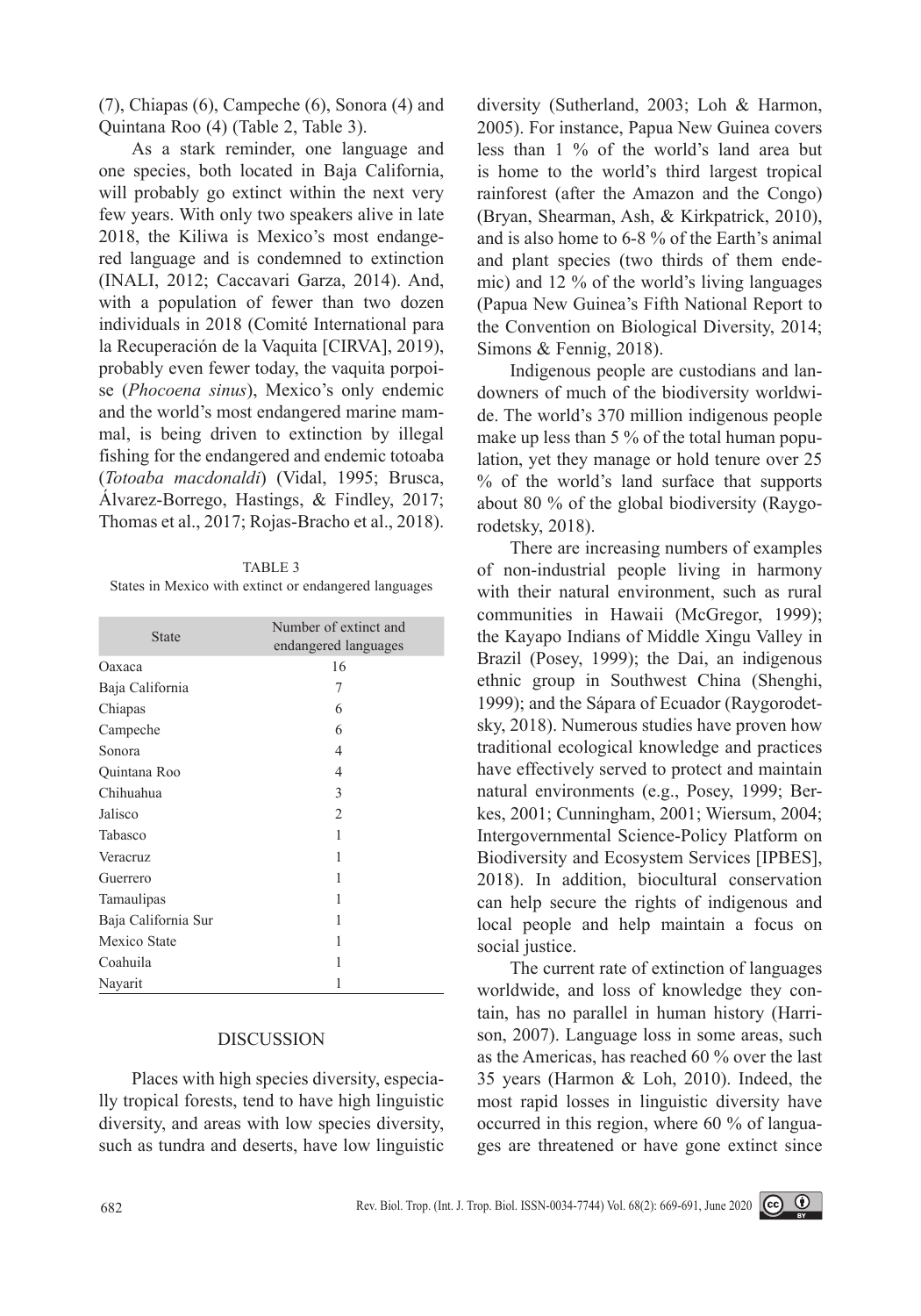(7), Chiapas (6), Campeche (6), Sonora (4) and Quintana Roo (4) (Table 2, Table 3).

As a stark reminder, one language and one species, both located in Baja California, will probably go extinct within the next very few years. With only two speakers alive in late 2018, the Kiliwa is Mexico's most endangered language and is condemned to extinction (INALI, 2012; Caccavari Garza, 2014). And, with a population of fewer than two dozen individuals in 2018 (Comité International para la Recuperación de la Vaquita [CIRVA], 2019), probably even fewer today, the vaquita porpoise (*Phocoena sinus*), Mexico's only endemic and the world's most endangered marine mammal, is being driven to extinction by illegal fishing for the endangered and endemic totoaba (*Totoaba macdonaldi*) (Vidal, 1995; Brusca, Álvarez-Borrego, Hastings, & Findley, 2017; Thomas et al., 2017; Rojas-Bracho et al., 2018).

TABLE 3
States in Mexico with extinct or endangered languages

| State | Number of extinct and endangered languages |
|---|---|
| Oaxaca | 16 |
| Baja California | 7 |
| Chiapas | 6 |
| Campeche | 6 |
| Sonora | 4 |
| Quintana Roo | 4 |
| Chihuahua | 3 |
| Jalisco | 2 |
| Tabasco | 1 |
| Veracruz | 1 |
| Guerrero | 1 |
| Tamaulipas | 1 |
| Baja California Sur | 1 |
| Mexico State | 1 |
| Coahuila | 1 |
| Nayarit | 1 |

## DISCUSSION

Places with high species diversity, especially tropical forests, tend to have high linguistic diversity, and areas with low species diversity, such as tundra and deserts, have low linguistic diversity (Sutherland, 2003; Loh & Harmon, 2005). For instance, Papua New Guinea covers less than 1 % of the world's land area but is home to the world's third largest tropical rainforest (after the Amazon and the Congo) (Bryan, Shearman, Ash, & Kirkpatrick, 2010), and is also home to 6-8 % of the Earth's animal and plant species (two thirds of them endemic) and 12 % of the world's living languages (Papua New Guinea's Fifth National Report to the Convention on Biological Diversity, 2014; Simons & Fennig, 2018).

Indigenous people are custodians and landowners of much of the biodiversity worldwide. The world's 370 million indigenous people make up less than 5 % of the total human population, yet they manage or hold tenure over 25 % of the world's land surface that supports about 80 % of the global biodiversity (Raygorodetsky, 2018).

There are increasing numbers of examples of non-industrial people living in harmony with their natural environment, such as rural communities in Hawaii (McGregor, 1999); the Kayapo Indians of Middle Xingu Valley in Brazil (Posey, 1999); the Dai, an indigenous ethnic group in Southwest China (Shenghi, 1999); and the Sápara of Ecuador (Raygorodetsky, 2018). Numerous studies have proven how traditional ecological knowledge and practices have effectively served to protect and maintain natural environments (e.g., Posey, 1999; Berkes, 2001; Cunningham, 2001; Wiersum, 2004; Intergovernmental Science-Policy Platform on Biodiversity and Ecosystem Services [IPBES], 2018). In addition, biocultural conservation can help secure the rights of indigenous and local people and help maintain a focus on social justice.

The current rate of extinction of languages worldwide, and loss of knowledge they contain, has no parallel in human history (Harrison, 2007). Language loss in some areas, such as the Americas, has reached 60 % over the last 35 years (Harmon & Loh, 2010). Indeed, the most rapid losses in linguistic diversity have occurred in this region, where 60 % of languages are threatened or have gone extinct since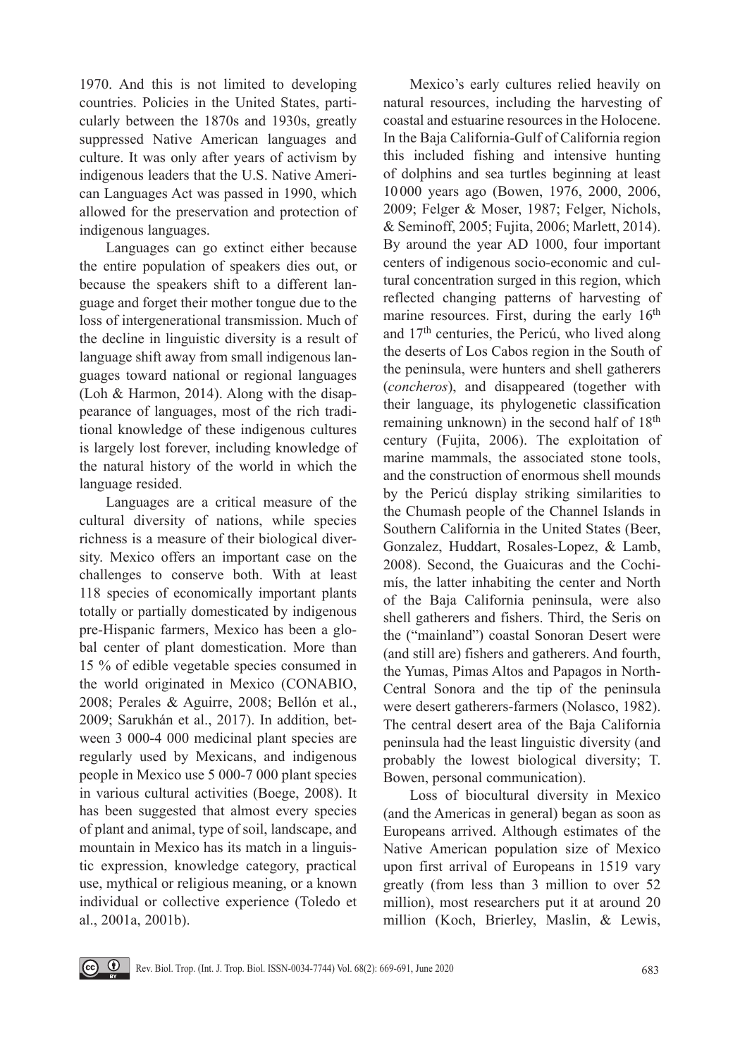1970. And this is not limited to developing countries. Policies in the United States, particularly between the 1870s and 1930s, greatly suppressed Native American languages and culture. It was only after years of activism by indigenous leaders that the U.S. Native American Languages Act was passed in 1990, which allowed for the preservation and protection of indigenous languages.

Languages can go extinct either because the entire population of speakers dies out, or because the speakers shift to a different language and forget their mother tongue due to the loss of intergenerational transmission. Much of the decline in linguistic diversity is a result of language shift away from small indigenous languages toward national or regional languages (Loh & Harmon, 2014). Along with the disappearance of languages, most of the rich traditional knowledge of these indigenous cultures is largely lost forever, including knowledge of the natural history of the world in which the language resided.

Languages are a critical measure of the cultural diversity of nations, while species richness is a measure of their biological diversity. Mexico offers an important case on the challenges to conserve both. With at least 118 species of economically important plants totally or partially domesticated by indigenous pre-Hispanic farmers, Mexico has been a global center of plant domestication. More than 15 % of edible vegetable species consumed in the world originated in Mexico (CONABIO, 2008; Perales & Aguirre, 2008; Bellón et al., 2009; Sarukhán et al., 2017). In addition, between 3 000-4 000 medicinal plant species are regularly used by Mexicans, and indigenous people in Mexico use 5 000-7 000 plant species in various cultural activities (Boege, 2008). It has been suggested that almost every species of plant and animal, type of soil, landscape, and mountain in Mexico has its match in a linguistic expression, knowledge category, practical use, mythical or religious meaning, or a known individual or collective experience (Toledo et al., 2001a, 2001b).

Mexico's early cultures relied heavily on natural resources, including the harvesting of coastal and estuarine resources in the Holocene. In the Baja California-Gulf of California region this included fishing and intensive hunting of dolphins and sea turtles beginning at least 10 000 years ago (Bowen, 1976, 2000, 2006, 2009; Felger & Moser, 1987; Felger, Nichols, & Seminoff, 2005; Fujita, 2006; Marlett, 2014). By around the year AD 1000, four important centers of indigenous socio-economic and cultural concentration surged in this region, which reflected changing patterns of harvesting of marine resources. First, during the early 16th and 17th centuries, the Pericú, who lived along the deserts of Los Cabos region in the South of the peninsula, were hunters and shell gatherers (*concheros*), and disappeared (together with their language, its phylogenetic classification remaining unknown) in the second half of 18th century (Fujita, 2006). The exploitation of marine mammals, the associated stone tools, and the construction of enormous shell mounds by the Pericú display striking similarities to the Chumash people of the Channel Islands in Southern California in the United States (Beer, Gonzalez, Huddart, Rosales-Lopez, & Lamb, 2008). Second, the Guaicuras and the Cochimís, the latter inhabiting the center and North of the Baja California peninsula, were also shell gatherers and fishers. Third, the Seris on the ("mainland") coastal Sonoran Desert were (and still are) fishers and gatherers. And fourth, the Yumas, Pimas Altos and Papagos in North-Central Sonora and the tip of the peninsula were desert gatherers-farmers (Nolasco, 1982). The central desert area of the Baja California peninsula had the least linguistic diversity (and probably the lowest biological diversity; T. Bowen, personal communication).

Loss of biocultural diversity in Mexico (and the Americas in general) began as soon as Europeans arrived. Although estimates of the Native American population size of Mexico upon first arrival of Europeans in 1519 vary greatly (from less than 3 million to over 52 million), most researchers put it at around 20 million (Koch, Brierley, Maslin, & Lewis,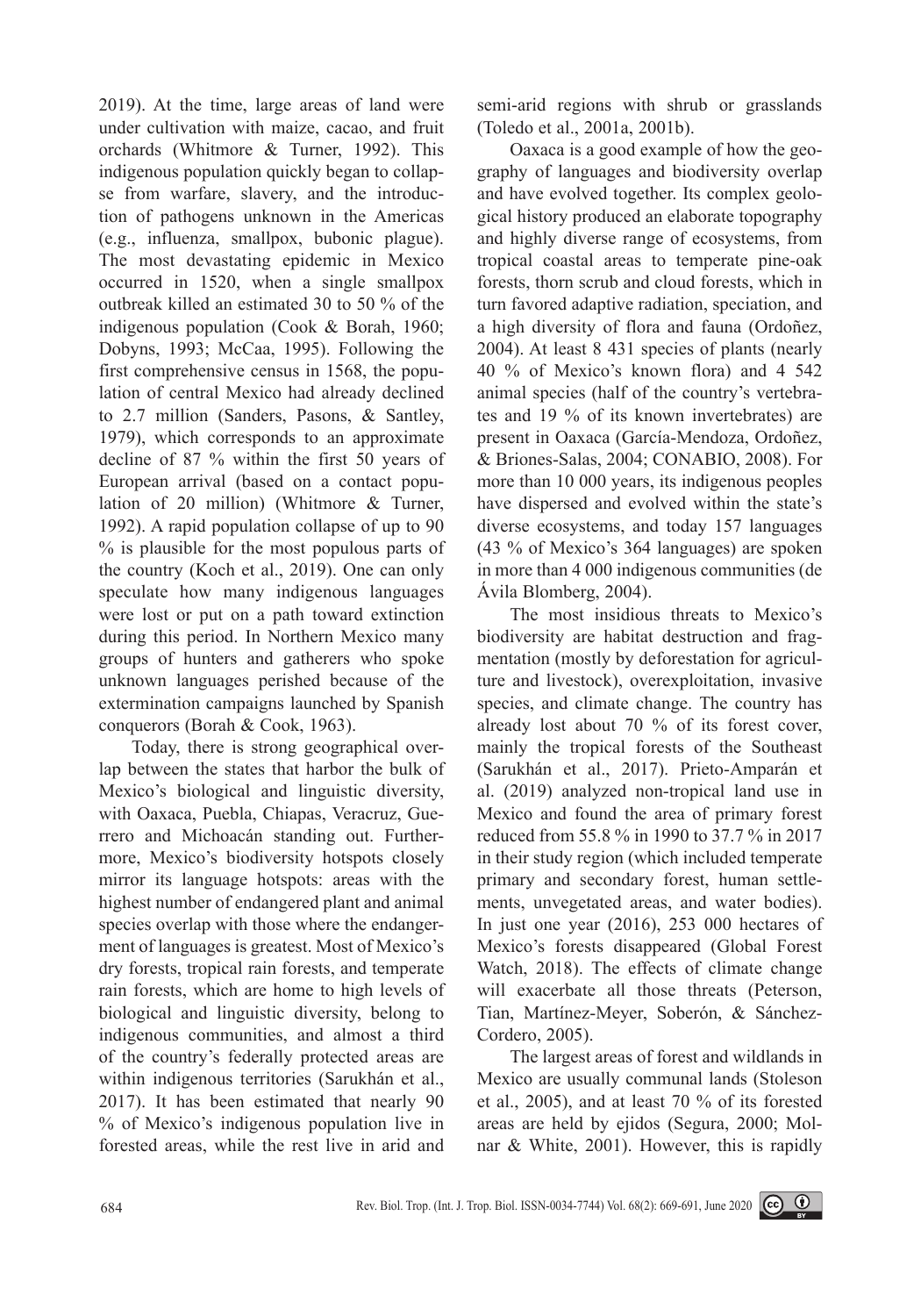2019). At the time, large areas of land were under cultivation with maize, cacao, and fruit orchards (Whitmore & Turner, 1992). This indigenous population quickly began to collapse from warfare, slavery, and the introduction of pathogens unknown in the Americas (e.g., influenza, smallpox, bubonic plague). The most devastating epidemic in Mexico occurred in 1520, when a single smallpox outbreak killed an estimated 30 to 50 % of the indigenous population (Cook & Borah, 1960; Dobyns, 1993; McCaa, 1995). Following the first comprehensive census in 1568, the population of central Mexico had already declined to 2.7 million (Sanders, Pasons, & Santley, 1979), which corresponds to an approximate decline of 87 % within the first 50 years of European arrival (based on a contact population of 20 million) (Whitmore & Turner, 1992). A rapid population collapse of up to 90 % is plausible for the most populous parts of the country (Koch et al., 2019). One can only speculate how many indigenous languages were lost or put on a path toward extinction during this period. In Northern Mexico many groups of hunters and gatherers who spoke unknown languages perished because of the extermination campaigns launched by Spanish conquerors (Borah & Cook, 1963).

Today, there is strong geographical overlap between the states that harbor the bulk of Mexico's biological and linguistic diversity, with Oaxaca, Puebla, Chiapas, Veracruz, Guerrero and Michoacán standing out. Furthermore, Mexico's biodiversity hotspots closely mirror its language hotspots: areas with the highest number of endangered plant and animal species overlap with those where the endangerment of languages is greatest. Most of Mexico's dry forests, tropical rain forests, and temperate rain forests, which are home to high levels of biological and linguistic diversity, belong to indigenous communities, and almost a third of the country's federally protected areas are within indigenous territories (Sarukhán et al., 2017). It has been estimated that nearly 90 % of Mexico's indigenous population live in forested areas, while the rest live in arid and semi-arid regions with shrub or grasslands (Toledo et al., 2001a, 2001b).

Oaxaca is a good example of how the geography of languages and biodiversity overlap and have evolved together. Its complex geological history produced an elaborate topography and highly diverse range of ecosystems, from tropical coastal areas to temperate pine-oak forests, thorn scrub and cloud forests, which in turn favored adaptive radiation, speciation, and a high diversity of flora and fauna (Ordoñez, 2004). At least 8 431 species of plants (nearly 40 % of Mexico's known flora) and 4 542 animal species (half of the country's vertebrates and 19 % of its known invertebrates) are present in Oaxaca (García-Mendoza, Ordoñez, & Briones-Salas, 2004; CONABIO, 2008). For more than 10 000 years, its indigenous peoples have dispersed and evolved within the state's diverse ecosystems, and today 157 languages (43 % of Mexico's 364 languages) are spoken in more than 4 000 indigenous communities (de Ávila Blomberg, 2004).

The most insidious threats to Mexico's biodiversity are habitat destruction and fragmentation (mostly by deforestation for agriculture and livestock), overexploitation, invasive species, and climate change. The country has already lost about 70 % of its forest cover, mainly the tropical forests of the Southeast (Sarukhán et al., 2017). Prieto-Amparán et al. (2019) analyzed non-tropical land use in Mexico and found the area of primary forest reduced from 55.8 % in 1990 to 37.7 % in 2017 in their study region (which included temperate primary and secondary forest, human settlements, unvegetated areas, and water bodies). In just one year (2016), 253 000 hectares of Mexico's forests disappeared (Global Forest Watch, 2018). The effects of climate change will exacerbate all those threats (Peterson, Tian, Martínez-Meyer, Soberón, & Sánchez-Cordero, 2005).

The largest areas of forest and wildlands in Mexico are usually communal lands (Stoleson et al., 2005), and at least 70 % of its forested areas are held by ejidos (Segura, 2000; Molnar & White, 2001). However, this is rapidly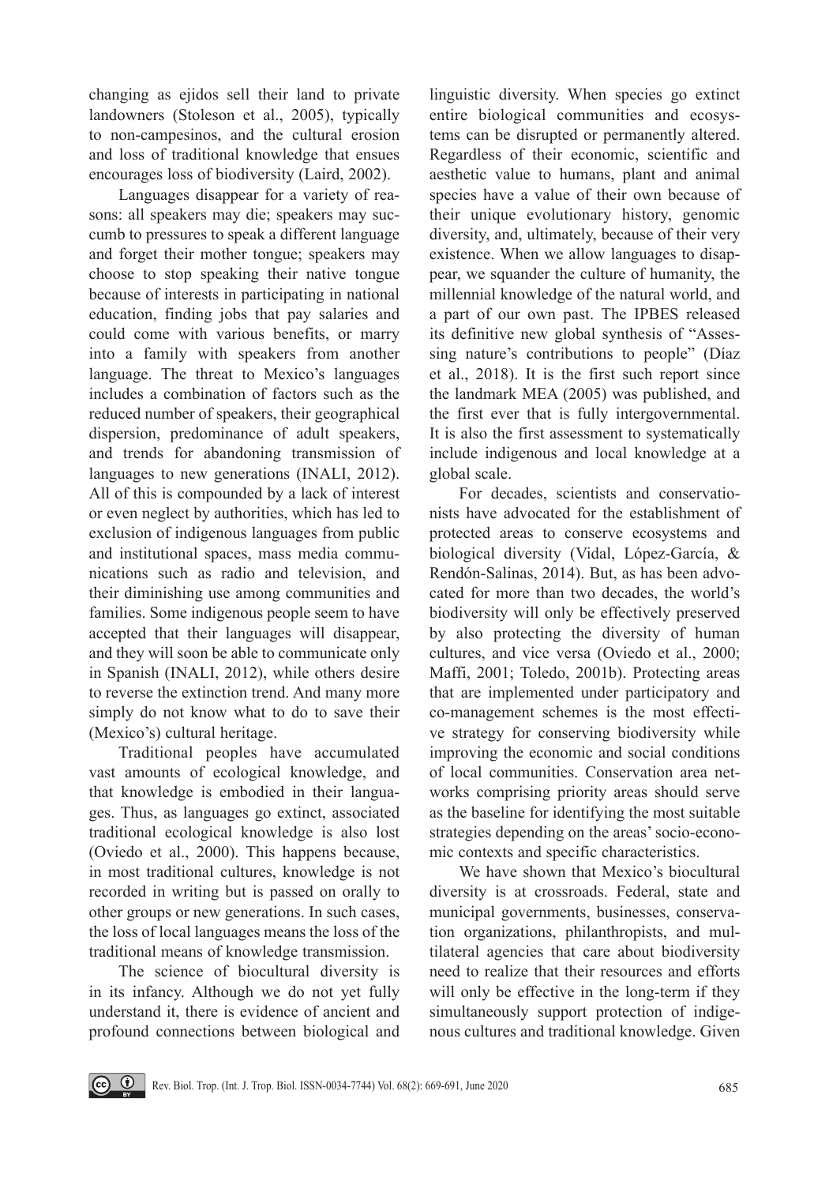changing as ejidos sell their land to private landowners (Stoleson et al., 2005), typically to non-campesinos, and the cultural erosion and loss of traditional knowledge that ensues encourages loss of biodiversity (Laird, 2002).

Languages disappear for a variety of reasons: all speakers may die; speakers may succumb to pressures to speak a different language and forget their mother tongue; speakers may choose to stop speaking their native tongue because of interests in participating in national education, finding jobs that pay salaries and could come with various benefits, or marry into a family with speakers from another language. The threat to Mexico's languages includes a combination of factors such as the reduced number of speakers, their geographical dispersion, predominance of adult speakers, and trends for abandoning transmission of languages to new generations (INALI, 2012). All of this is compounded by a lack of interest or even neglect by authorities, which has led to exclusion of indigenous languages from public and institutional spaces, mass media communications such as radio and television, and their diminishing use among communities and families. Some indigenous people seem to have accepted that their languages will disappear, and they will soon be able to communicate only in Spanish (INALI, 2012), while others desire to reverse the extinction trend. And many more simply do not know what to do to save their (Mexico's) cultural heritage.

Traditional peoples have accumulated vast amounts of ecological knowledge, and that knowledge is embodied in their languages. Thus, as languages go extinct, associated traditional ecological knowledge is also lost (Oviedo et al., 2000). This happens because, in most traditional cultures, knowledge is not recorded in writing but is passed on orally to other groups or new generations. In such cases, the loss of local languages means the loss of the traditional means of knowledge transmission.

The science of biocultural diversity is in its infancy. Although we do not yet fully understand it, there is evidence of ancient and profound connections between biological and linguistic diversity. When species go extinct entire biological communities and ecosystems can be disrupted or permanently altered. Regardless of their economic, scientific and aesthetic value to humans, plant and animal species have a value of their own because of their unique evolutionary history, genomic diversity, and, ultimately, because of their very existence. When we allow languages to disappear, we squander the culture of humanity, the millennial knowledge of the natural world, and a part of our own past. The IPBES released its definitive new global synthesis of "Assessing nature's contributions to people" (Díaz et al., 2018). It is the first such report since the landmark MEA (2005) was published, and the first ever that is fully intergovernmental. It is also the first assessment to systematically include indigenous and local knowledge at a global scale.

For decades, scientists and conservationists have advocated for the establishment of protected areas to conserve ecosystems and biological diversity (Vidal, López-García, & Rendón-Salinas, 2014). But, as has been advocated for more than two decades, the world's biodiversity will only be effectively preserved by also protecting the diversity of human cultures, and vice versa (Oviedo et al., 2000; Maffi, 2001; Toledo, 2001b). Protecting areas that are implemented under participatory and co-management schemes is the most effective strategy for conserving biodiversity while improving the economic and social conditions of local communities. Conservation area networks comprising priority areas should serve as the baseline for identifying the most suitable strategies depending on the areas' socio-economic contexts and specific characteristics.

We have shown that Mexico's biocultural diversity is at crossroads. Federal, state and municipal governments, businesses, conservation organizations, philanthropists, and multilateral agencies that care about biodiversity need to realize that their resources and efforts will only be effective in the long-term if they simultaneously support protection of indigenous cultures and traditional knowledge. Given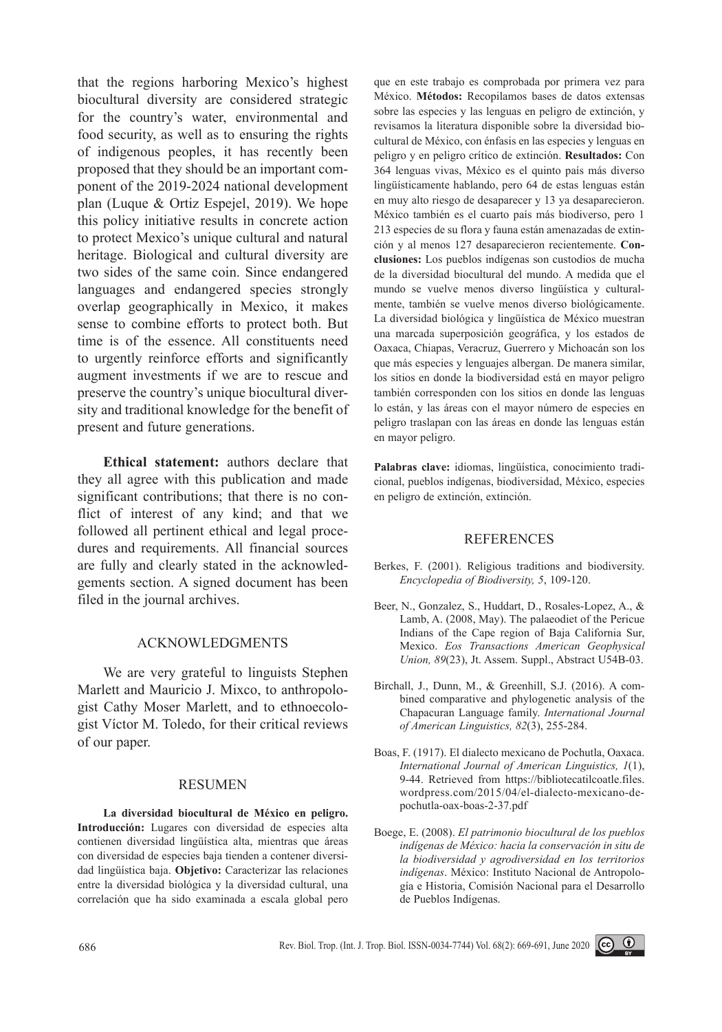that the regions harboring Mexico's highest biocultural diversity are considered strategic for the country's water, environmental and food security, as well as to ensuring the rights of indigenous peoples, it has recently been proposed that they should be an important component of the 2019-2024 national development plan (Luque & Ortiz Espejel, 2019). We hope this policy initiative results in concrete action to protect Mexico's unique cultural and natural heritage. Biological and cultural diversity are two sides of the same coin. Since endangered languages and endangered species strongly overlap geographically in Mexico, it makes sense to combine efforts to protect both. But time is of the essence. All constituents need to urgently reinforce efforts and significantly augment investments if we are to rescue and preserve the country's unique biocultural diversity and traditional knowledge for the benefit of present and future generations.

**Ethical statement:** authors declare that they all agree with this publication and made significant contributions; that there is no conflict of interest of any kind; and that we followed all pertinent ethical and legal procedures and requirements. All financial sources are fully and clearly stated in the acknowledgements section. A signed document has been filed in the journal archives.

## ACKNOWLEDGMENTS

We are very grateful to linguists Stephen Marlett and Mauricio J. Mixco, to anthropologist Cathy Moser Marlett, and to ethnoecologist Víctor M. Toledo, for their critical reviews of our paper.

## RESUMEN

**La diversidad biocultural de México en peligro. Introducción:** Lugares con diversidad de especies alta contienen diversidad lingüística alta, mientras que áreas con diversidad de especies baja tienden a contener diversidad lingüística baja. **Objetivo:** Caracterizar las relaciones entre la diversidad biológica y la diversidad cultural, una correlación que ha sido examinada a escala global pero que en este trabajo es comprobada por primera vez para México. **Métodos:** Recopilamos bases de datos extensas sobre las especies y las lenguas en peligro de extinción, y revisamos la literatura disponible sobre la diversidad biocultural de México, con énfasis en las especies y lenguas en peligro y en peligro crítico de extinción. **Resultados:** Con 364 lenguas vivas, México es el quinto país más diverso lingüísticamente hablando, pero 64 de estas lenguas están en muy alto riesgo de desaparecer y 13 ya desaparecieron. México también es el cuarto país más biodiverso, pero 1 213 especies de su flora y fauna están amenazadas de extinción y al menos 127 desaparecieron recientemente. **Conclusiones:** Los pueblos indígenas son custodios de mucha de la diversidad biocultural del mundo. A medida que el mundo se vuelve menos diverso lingüística y culturalmente, también se vuelve menos diverso biológicamente. La diversidad biológica y lingüística de México muestran una marcada superposición geográfica, y los estados de Oaxaca, Chiapas, Veracruz, Guerrero y Michoacán son los que más especies y lenguajes albergan. De manera similar, los sitios en donde la biodiversidad está en mayor peligro también corresponden con los sitios en donde las lenguas lo están, y las áreas con el mayor número de especies en peligro traslapan con las áreas en donde las lenguas están en mayor peligro.

**Palabras clave:** idiomas, lingüística, conocimiento tradicional, pueblos indígenas, biodiversidad, México, especies en peligro de extinción, extinción.

## REFERENCES

Berkes, F. (2001). Religious traditions and biodiversity. *Encyclopedia of Biodiversity, 5*, 109-120.

Beer, N., Gonzalez, S., Huddart, D., Rosales-Lopez, A., & Lamb, A. (2008, May). The palaeodiet of the Pericue Indians of the Cape region of Baja California Sur, Mexico. *Eos Transactions American Geophysical Union, 89*(23), Jt. Assem. Suppl., Abstract U54B-03.

Birchall, J., Dunn, M., & Greenhill, S.J. (2016). A combined comparative and phylogenetic analysis of the Chapacuran Language family. *International Journal of American Linguistics, 82*(3), 255-284.

Boas, F. (1917). El dialecto mexicano de Pochutla, Oaxaca. *International Journal of American Linguistics, 1*(1), 9-44. Retrieved from https://bibliotecatilcoatle.files.wordpress.com/2015/04/el-dialecto-mexicano-de-pochutla-oax-boas-2-37.pdf

Boege, E. (2008). *El patrimonio biocultural de los pueblos indígenas de México: hacia la conservación in situ de la biodiversidad y agrodiversidad en los territorios indígenas*. México: Instituto Nacional de Antropología e Historia, Comisión Nacional para el Desarrollo de Pueblos Indígenas.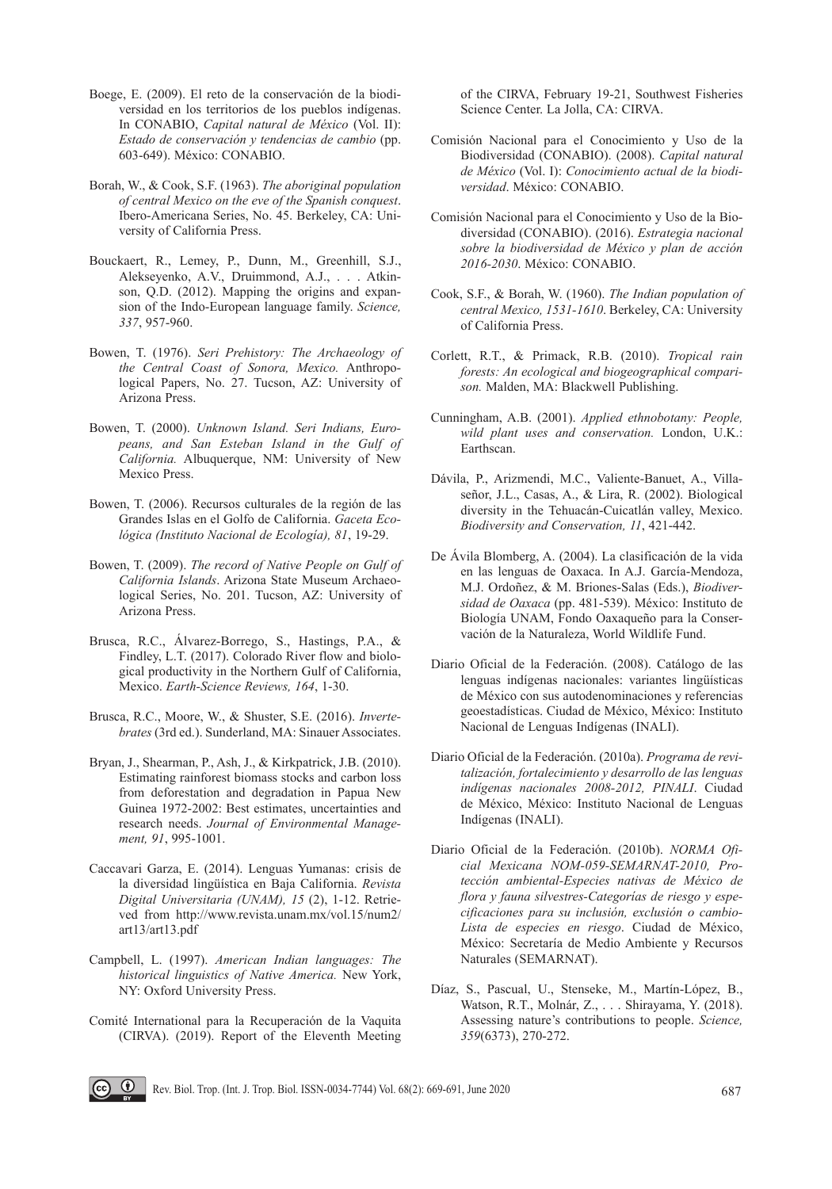Boege, E. (2009). El reto de la conservación de la biodiversidad en los territorios de los pueblos indígenas. In CONABIO, *Capital natural de México* (Vol. II): *Estado de conservación y tendencias de cambio* (pp. 603-649). México: CONABIO.

Borah, W., & Cook, S.F. (1963). *The aboriginal population of central Mexico on the eve of the Spanish conquest*. Ibero-Americana Series, No. 45. Berkeley, CA: University of California Press.

Bouckaert, R., Lemey, P., Dunn, M., Greenhill, S.J., Alekseyenko, A.V., Druimmond, A.J., . . . Atkinson, Q.D. (2012). Mapping the origins and expansion of the Indo-European language family. *Science, 337*, 957-960.

Bowen, T. (1976). *Seri Prehistory: The Archaeology of the Central Coast of Sonora, Mexico.* Anthropological Papers, No. 27. Tucson, AZ: University of Arizona Press.

Bowen, T. (2000). *Unknown Island. Seri Indians, Europeans, and San Esteban Island in the Gulf of California.* Albuquerque, NM: University of New Mexico Press.

Bowen, T. (2006). Recursos culturales de la región de las Grandes Islas en el Golfo de California. *Gaceta Ecológica (Instituto Nacional de Ecología), 81*, 19-29.

Bowen, T. (2009). *The record of Native People on Gulf of California Islands*. Arizona State Museum Archaeological Series, No. 201. Tucson, AZ: University of Arizona Press.

Brusca, R.C., Álvarez-Borrego, S., Hastings, P.A., & Findley, L.T. (2017). Colorado River flow and biological productivity in the Northern Gulf of California, Mexico. *Earth-Science Reviews, 164*, 1-30.

Brusca, R.C., Moore, W., & Shuster, S.E. (2016). *Invertebrates* (3rd ed.). Sunderland, MA: Sinauer Associates.

Bryan, J., Shearman, P., Ash, J., & Kirkpatrick, J.B. (2010). Estimating rainforest biomass stocks and carbon loss from deforestation and degradation in Papua New Guinea 1972-2002: Best estimates, uncertainties and research needs. *Journal of Environmental Management, 91*, 995-1001.

Caccavari Garza, E. (2014). Lenguas Yumanas: crisis de la diversidad lingüística en Baja California. *Revista Digital Universitaria (UNAM), 15* (2), 1-12. Retrieved from http://www.revista.unam.mx/vol.15/num2/art13/art13.pdf

Campbell, L. (1997). *American Indian languages: The historical linguistics of Native America.* New York, NY: Oxford University Press.

Comité International para la Recuperación de la Vaquita (CIRVA). (2019). Report of the Eleventh Meeting of the CIRVA, February 19-21, Southwest Fisheries Science Center. La Jolla, CA: CIRVA.

Comisión Nacional para el Conocimiento y Uso de la Biodiversidad (CONABIO). (2008). *Capital natural de México* (Vol. I): *Conocimiento actual de la biodiversidad*. México: CONABIO.

Comisión Nacional para el Conocimiento y Uso de la Biodiversidad (CONABIO). (2016). *Estrategia nacional sobre la biodiversidad de México y plan de acción 2016-2030*. México: CONABIO.

Cook, S.F., & Borah, W. (1960). *The Indian population of central Mexico, 1531-1610*. Berkeley, CA: University of California Press.

Corlett, R.T., & Primack, R.B. (2010). *Tropical rain forests: An ecological and biogeographical comparison.* Malden, MA: Blackwell Publishing.

Cunningham, A.B. (2001). *Applied ethnobotany: People, wild plant uses and conservation.* London, U.K.: Earthscan.

Dávila, P., Arizmendi, M.C., Valiente-Banuet, A., Villaseñor, J.L., Casas, A., & Lira, R. (2002). Biological diversity in the Tehuacán-Cuicatlán valley, Mexico. *Biodiversity and Conservation, 11*, 421-442.

De Ávila Blomberg, A. (2004). La clasificación de la vida en las lenguas de Oaxaca. In A.J. García-Mendoza, M.J. Ordoñez, & M. Briones-Salas (Eds.), *Biodiversidad de Oaxaca* (pp. 481-539). México: Instituto de Biología UNAM, Fondo Oaxaqueño para la Conservación de la Naturaleza, World Wildlife Fund.

Diario Oficial de la Federación. (2008). Catálogo de las lenguas indígenas nacionales: variantes lingüísticas de México con sus autodenominaciones y referencias geoestadísticas. Ciudad de México, México: Instituto Nacional de Lenguas Indígenas (INALI).

Diario Oficial de la Federación. (2010a). *Programa de revitalización, fortalecimiento y desarrollo de las lenguas indígenas nacionales 2008-2012, PINALI*. Ciudad de México, México: Instituto Nacional de Lenguas Indígenas (INALI).

Diario Oficial de la Federación. (2010b). *NORMA Oficial Mexicana NOM-059-SEMARNAT-2010, Protección ambiental-Especies nativas de México de flora y fauna silvestres-Categorías de riesgo y especificaciones para su inclusión, exclusión o cambio-Lista de especies en riesgo*. Ciudad de México, México: Secretaría de Medio Ambiente y Recursos Naturales (SEMARNAT).

Díaz, S., Pascual, U., Stenseke, M., Martín-López, B., Watson, R.T., Molnár, Z., . . . Shirayama, Y. (2018). Assessing nature's contributions to people. *Science, 359*(6373), 270-272.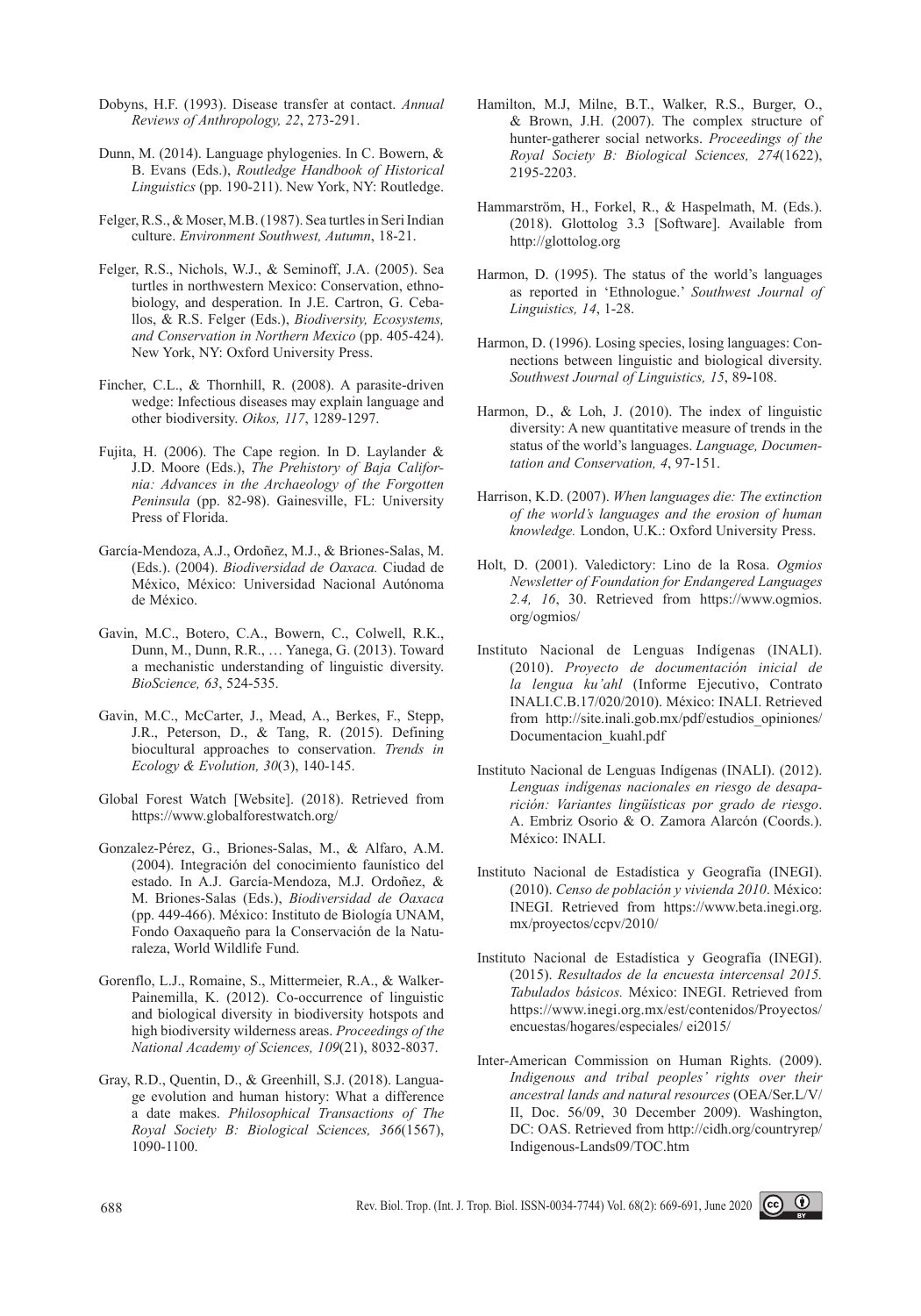Dobyns, H.F. (1993). Disease transfer at contact. *Annual Reviews of Anthropology, 22*, 273-291.

Dunn, M. (2014). Language phylogenies. In C. Bowern, & B. Evans (Eds.), *Routledge Handbook of Historical Linguistics* (pp. 190-211). New York, NY: Routledge.

Felger, R.S., & Moser, M.B. (1987). Sea turtles in Seri Indian culture. *Environment Southwest, Autumn*, 18-21.

Felger, R.S., Nichols, W.J., & Seminoff, J.A. (2005). Sea turtles in northwestern Mexico: Conservation, ethnobiology, and desperation. In J.E. Cartron, G. Ceballos, & R.S. Felger (Eds.), *Biodiversity, Ecosystems, and Conservation in Northern Mexico* (pp. 405-424). New York, NY: Oxford University Press.

Fincher, C.L., & Thornhill, R. (2008). A parasite-driven wedge: Infectious diseases may explain language and other biodiversity. *Oikos, 117*, 1289-1297.

Fujita, H. (2006). The Cape region. In D. Laylander & J.D. Moore (Eds.), *The Prehistory of Baja California: Advances in the Archaeology of the Forgotten Peninsula* (pp. 82-98). Gainesville, FL: University Press of Florida.

García-Mendoza, A.J., Ordoñez, M.J., & Briones-Salas, M. (Eds.). (2004). *Biodiversidad de Oaxaca.* Ciudad de México, México: Universidad Nacional Autónoma de México.

Gavin, M.C., Botero, C.A., Bowern, C., Colwell, R.K., Dunn, M., Dunn, R.R., … Yanega, G. (2013). Toward a mechanistic understanding of linguistic diversity. *BioScience, 63*, 524-535.

Gavin, M.C., McCarter, J., Mead, A., Berkes, F., Stepp, J.R., Peterson, D., & Tang, R. (2015). Defining biocultural approaches to conservation. *Trends in Ecology & Evolution, 30*(3), 140-145.

Global Forest Watch [Website]. (2018). Retrieved from https://www.globalforestwatch.org/

Gonzalez-Pérez, G., Briones-Salas, M., & Alfaro, A.M. (2004). Integración del conocimiento faunístico del estado. In A.J. García-Mendoza, M.J. Ordoñez, & M. Briones-Salas (Eds.), *Biodiversidad de Oaxaca* (pp. 449-466). México: Instituto de Biología UNAM, Fondo Oaxaqueño para la Conservación de la Naturaleza, World Wildlife Fund.

Gorenflo, L.J., Romaine, S., Mittermeier, R.A., & Walker-Painemilla, K. (2012). Co-occurrence of linguistic and biological diversity in biodiversity hotspots and high biodiversity wilderness areas. *Proceedings of the National Academy of Sciences, 109*(21), 8032-8037.

Gray, R.D., Quentin, D., & Greenhill, S.J. (2018). Language evolution and human history: What a difference a date makes. *Philosophical Transactions of The Royal Society B: Biological Sciences, 366*(1567), 1090-1100.

Hamilton, M.J, Milne, B.T., Walker, R.S., Burger, O., & Brown, J.H. (2007). The complex structure of hunter-gatherer social networks. *Proceedings of the Royal Society B: Biological Sciences, 274*(1622), 2195-2203.

Hammarström, H., Forkel, R., & Haspelmath, M. (Eds.). (2018). Glottolog 3.3 [Software]. Available from http://glottolog.org

Harmon, D. (1995). The status of the world's languages as reported in 'Ethnologue.' *Southwest Journal of Linguistics, 14*, 1-28.

Harmon, D. (1996). Losing species, losing languages: Connections between linguistic and biological diversity. *Southwest Journal of Linguistics, 15*, 89-108.

Harmon, D., & Loh, J. (2010). The index of linguistic diversity: A new quantitative measure of trends in the status of the world's languages. *Language, Documentation and Conservation, 4*, 97-151.

Harrison, K.D. (2007). *When languages die: The extinction of the world's languages and the erosion of human knowledge.* London, U.K.: Oxford University Press.

Holt, D. (2001). Valedictory: Lino de la Rosa. *Ogmios Newsletter of Foundation for Endangered Languages 2.4, 16*, 30. Retrieved from https://www.ogmios.org/ogmios/

Instituto Nacional de Lenguas Indígenas (INALI). (2010). *Proyecto de documentación inicial de la lengua ku'ahl* (Informe Ejecutivo, Contrato INALI.C.B.17/020/2010). México: INALI. Retrieved from http://site.inali.gob.mx/pdf/estudios_opiniones/Documentacion_kuahl.pdf

Instituto Nacional de Lenguas Indígenas (INALI). (2012). *Lenguas indígenas nacionales en riesgo de desaparición: Variantes lingüísticas por grado de riesgo*. A. Embriz Osorio & O. Zamora Alarcón (Coords.). México: INALI.

Instituto Nacional de Estadística y Geografía (INEGI). (2010). *Censo de población y vivienda 2010*. México: INEGI. Retrieved from https://www.beta.inegi.org.mx/proyectos/ccpv/2010/

Instituto Nacional de Estadística y Geografía (INEGI). (2015). *Resultados de la encuesta intercensal 2015. Tabulados básicos.* México: INEGI. Retrieved from https://www.inegi.org.mx/est/contenidos/Proyectos/encuestas/hogares/especiales/ ei2015/

Inter-American Commission on Human Rights. (2009). *Indigenous and tribal peoples' rights over their ancestral lands and natural resources* (OEA/Ser.L/V/II, Doc. 56/09, 30 December 2009). Washington, DC: OAS. Retrieved from http://cidh.org/countryrep/Indigenous-Lands09/TOC.htm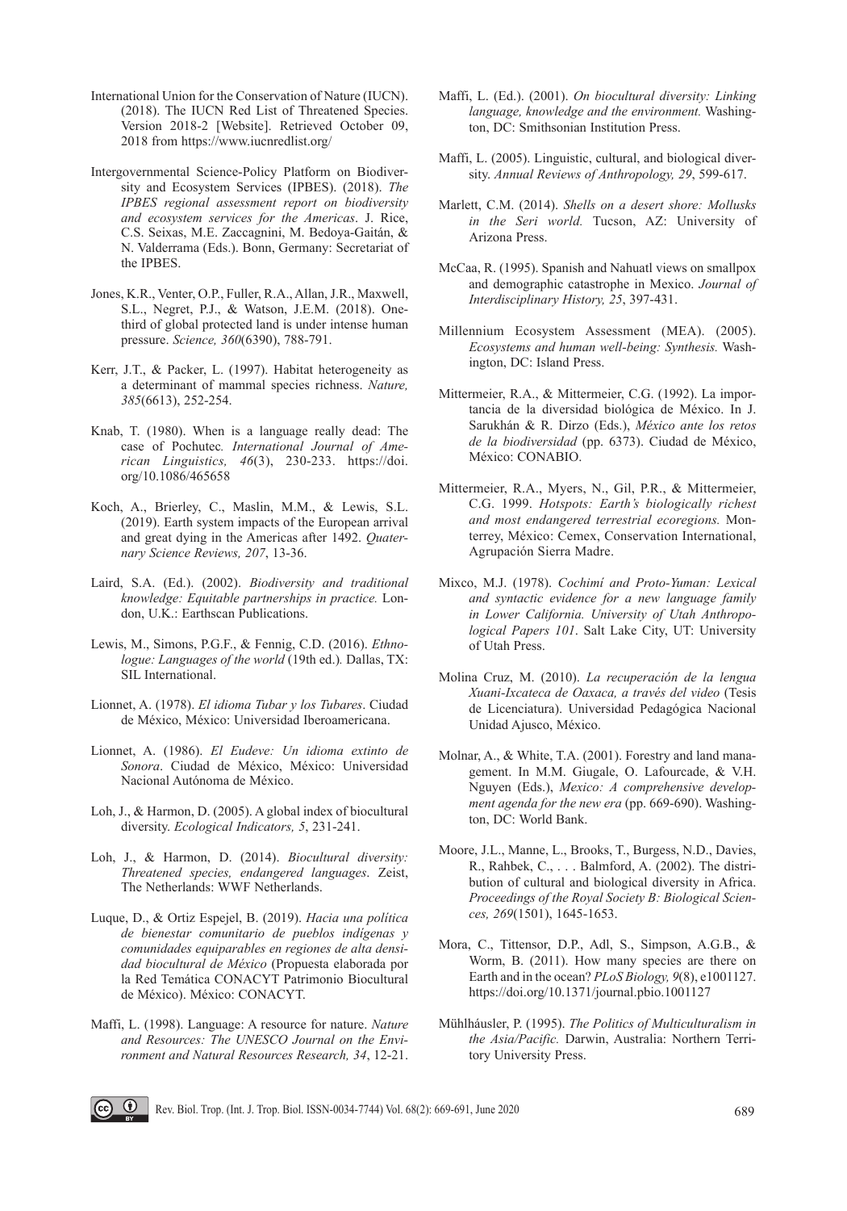International Union for the Conservation of Nature (IUCN). (2018). The IUCN Red List of Threatened Species. Version 2018-2 [Website]. Retrieved October 09, 2018 from https://www.iucnredlist.org/

Intergovernmental Science-Policy Platform on Biodiversity and Ecosystem Services (IPBES). (2018). *The IPBES regional assessment report on biodiversity and ecosystem services for the Americas*. J. Rice, C.S. Seixas, M.E. Zaccagnini, M. Bedoya-Gaitán, & N. Valderrama (Eds.). Bonn, Germany: Secretariat of the IPBES.

Jones, K.R., Venter, O.P., Fuller, R.A., Allan, J.R., Maxwell, S.L., Negret, P.J., & Watson, J.E.M. (2018). One-third of global protected land is under intense human pressure. *Science, 360*(6390), 788-791.

Kerr, J.T., & Packer, L. (1997). Habitat heterogeneity as a determinant of mammal species richness. *Nature, 385*(6613), 252-254.

Knab, T. (1980). When is a language really dead: The case of Pochutec*. International Journal of American Linguistics, 46*(3), 230-233. https://doi.org/10.1086/465658

Koch, A., Brierley, C., Maslin, M.M., & Lewis, S.L. (2019). Earth system impacts of the European arrival and great dying in the Americas after 1492. *Quaternary Science Reviews, 207*, 13-36.

Laird, S.A. (Ed.). (2002). *Biodiversity and traditional knowledge: Equitable partnerships in practice.* London, U.K.: Earthscan Publications.

Lewis, M., Simons, P.G.F., & Fennig, C.D. (2016). *Ethnologue: Languages of the world* (19th ed.)*.* Dallas, TX: SIL International.

Lionnet, A. (1978). *El idioma Tubar y los Tubares*. Ciudad de México, México: Universidad Iberoamericana.

Lionnet, A. (1986). *El Eudeve: Un idioma extinto de Sonora*. Ciudad de México, México: Universidad Nacional Autónoma de México.

Loh, J., & Harmon, D. (2005). A global index of biocultural diversity. *Ecological Indicators, 5*, 231-241.

Loh, J., & Harmon, D. (2014). *Biocultural diversity: Threatened species, endangered languages*. Zeist, The Netherlands: WWF Netherlands.

Luque, D., & Ortiz Espejel, B. (2019). *Hacia una política de bienestar comunitario de pueblos indígenas y comunidades equiparables en regiones de alta densidad biocultural de México* (Propuesta elaborada por la Red Temática CONACYT Patrimonio Biocultural de México). México: CONACYT.

Maffi, L. (1998). Language: A resource for nature. *Nature and Resources: The UNESCO Journal on the Environment and Natural Resources Research, 34*, 12-21.

Maffi, L. (Ed.). (2001). *On biocultural diversity: Linking language, knowledge and the environment.* Washington, DC: Smithsonian Institution Press.

Maffi, L. (2005). Linguistic, cultural, and biological diversity. *Annual Reviews of Anthropology, 29*, 599-617.

Marlett, C.M. (2014). *Shells on a desert shore: Mollusks in the Seri world.* Tucson, AZ: University of Arizona Press.

McCaa, R. (1995). Spanish and Nahuatl views on smallpox and demographic catastrophe in Mexico. *Journal of Interdisciplinary History, 25*, 397-431.

Millennium Ecosystem Assessment (MEA). (2005). *Ecosystems and human well-being: Synthesis.* Washington, DC: Island Press.

Mittermeier, R.A., & Mittermeier, C.G. (1992). La importancia de la diversidad biológica de México. In J. Sarukhán & R. Dirzo (Eds.), *México ante los retos de la biodiversidad* (pp. 6373). Ciudad de México, México: CONABIO.

Mittermeier, R.A., Myers, N., Gil, P.R., & Mittermeier, C.G. 1999. *Hotspots: Earth's biologically richest and most endangered terrestrial ecoregions.* Monterrey, México: Cemex, Conservation International, Agrupación Sierra Madre.

Mixco, M.J. (1978). *Cochimí and Proto-Yuman: Lexical and syntactic evidence for a new language family in Lower California. University of Utah Anthropological Papers 101*. Salt Lake City, UT: University of Utah Press.

Molina Cruz, M. (2010). *La recuperación de la lengua Xuani-Ixcateca de Oaxaca, a través del video* (Tesis de Licenciatura). Universidad Pedagógica Nacional Unidad Ajusco, México.

Molnar, A., & White, T.A. (2001). Forestry and land management. In M.M. Giugale, O. Lafourcade, & V.H. Nguyen (Eds.), *Mexico: A comprehensive development agenda for the new era* (pp. 669-690). Washington, DC: World Bank.

Moore, J.L., Manne, L., Brooks, T., Burgess, N.D., Davies, R., Rahbek, C., . . . Balmford, A. (2002). The distribution of cultural and biological diversity in Africa. *Proceedings of the Royal Society B: Biological Sciences, 269*(1501), 1645-1653.

Mora, C., Tittensor, D.P., Adl, S., Simpson, A.G.B., & Worm, B. (2011). How many species are there on Earth and in the ocean? *PLoS Biology, 9*(8), e1001127. https://doi.org/10.1371/journal.pbio.1001127

Mühlháusler, P. (1995). *The Politics of Multiculturalism in the Asia/Pacific.* Darwin, Australia: Northern Territory University Press.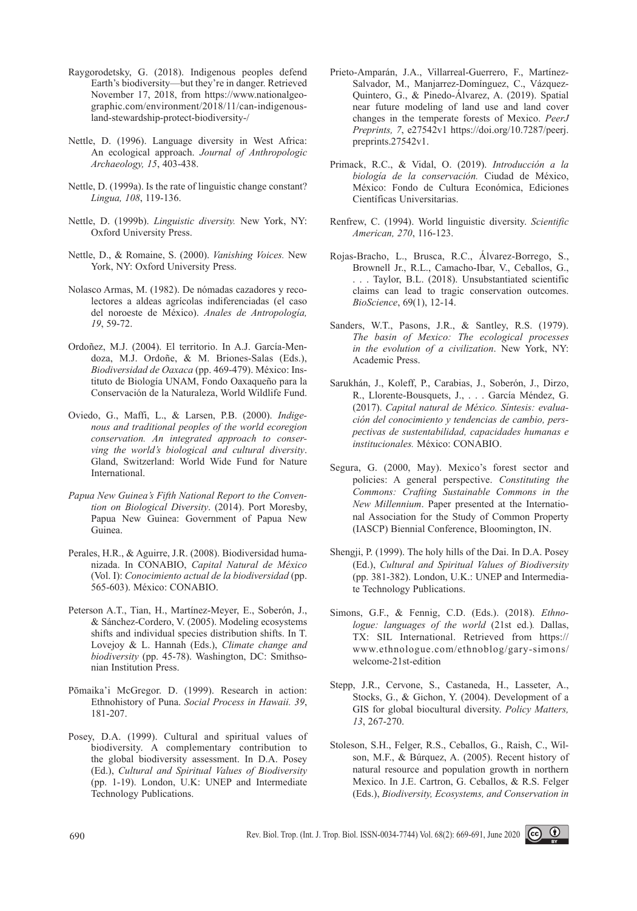Raygorodetsky, G. (2018). Indigenous peoples defend Earth's biodiversity—but they're in danger. Retrieved November 17, 2018, from https://www.nationalgeographic.com/environment/2018/11/can-indigenous-land-stewardship-protect-biodiversity-/

Nettle, D. (1996). Language diversity in West Africa: An ecological approach. *Journal of Anthropologic Archaeology, 15*, 403-438.

Nettle, D. (1999a). Is the rate of linguistic change constant? *Lingua, 108*, 119-136.

Nettle, D. (1999b). *Linguistic diversity.* New York, NY: Oxford University Press.

Nettle, D., & Romaine, S. (2000). *Vanishing Voices.* New York, NY: Oxford University Press.

Nolasco Armas, M. (1982). De nómadas cazadores y recolectores a aldeas agrícolas indiferenciadas (el caso del noroeste de México). *Anales de Antropología, 19*, 59-72.

Ordoñez, M.J. (2004). El territorio. In A.J. García-Mendoza, M.J. Ordoñe, & M. Briones-Salas (Eds.), *Biodiversidad de Oaxaca* (pp. 469-479). México: Instituto de Biología UNAM, Fondo Oaxaqueño para la Conservación de la Naturaleza, World Wildlife Fund.

Oviedo, G., Maffi, L., & Larsen, P.B. (2000). *Indigenous and traditional peoples of the world ecoregion conservation. An integrated approach to conserving the world's biological and cultural diversity*. Gland, Switzerland: World Wide Fund for Nature International.

*Papua New Guinea's Fifth National Report to the Convention on Biological Diversity*. (2014). Port Moresby, Papua New Guinea: Government of Papua New Guinea.

Perales, H.R., & Aguirre, J.R. (2008). Biodiversidad humanizada. In CONABIO, *Capital Natural de México* (Vol. I): *Conocimiento actual de la biodiversidad* (pp. 565-603). México: CONABIO.

Peterson A.T., Tian, H., Martínez-Meyer, E., Soberón, J., & Sánchez-Cordero, V. (2005). Modeling ecosystems shifts and individual species distribution shifts. In T. Lovejoy & L. Hannah (Eds.), *Climate change and biodiversity* (pp. 45-78). Washington, DC: Smithsonian Institution Press.

Pōmaika'i McGregor. D. (1999). Research in action: Ethnohistory of Puna. *Social Process in Hawaii. 39*, 181-207.

Posey, D.A. (1999). Cultural and spiritual values of biodiversity. A complementary contribution to the global biodiversity assessment. In D.A. Posey (Ed.), *Cultural and Spiritual Values of Biodiversity* (pp. 1-19). London, U.K: UNEP and Intermediate Technology Publications.

Prieto-Amparán, J.A., Villarreal-Guerrero, F., Martínez-Salvador, M., Manjarrez-Domínguez, C., Vázquez-Quintero, G., & Pinedo-Álvarez, A. (2019). Spatial near future modeling of land use and land cover changes in the temperate forests of Mexico. *PeerJ Preprints, 7*, e27542v1 https://doi.org/10.7287/peerj.preprints.27542v1.

Primack, R.C., & Vidal, O. (2019). *Introducción a la biología de la conservación.* Ciudad de México, México: Fondo de Cultura Económica, Ediciones Científicas Universitarias.

Renfrew, C. (1994). World linguistic diversity. *Scientific American, 270*, 116-123.

Rojas-Bracho, L., Brusca, R.C., Álvarez-Borrego, S., Brownell Jr., R.L., Camacho-Ibar, V., Ceballos, G., . . . Taylor, B.L. (2018). Unsubstantiated scientific claims can lead to tragic conservation outcomes. *BioScience*, 69(1), 12-14.

Sanders, W.T., Pasons, J.R., & Santley, R.S. (1979). *The basin of Mexico: The ecological processes in the evolution of a civilization*. New York, NY: Academic Press.

Sarukhán, J., Koleff, P., Carabias, J., Soberón, J., Dirzo, R., Llorente-Bousquets, J., . . . García Méndez, G. (2017). *Capital natural de México. Síntesis: evaluación del conocimiento y tendencias de cambio, perspectivas de sustentabilidad, capacidades humanas e institucionales.* México: CONABIO.

Segura, G. (2000, May). Mexico's forest sector and policies: A general perspective. *Constituting the Commons: Crafting Sustainable Commons in the New Millennium*. Paper presented at the International Association for the Study of Common Property (IASCP) Biennial Conference, Bloomington, IN.

Shengji, P. (1999). The holy hills of the Dai. In D.A. Posey (Ed.), *Cultural and Spiritual Values of Biodiversity* (pp. 381-382). London, U.K.: UNEP and Intermediate Technology Publications.

Simons, G.F., & Fennig, C.D. (Eds.). (2018). *Ethnologue: languages of the world* (21st ed.). Dallas, TX: SIL International. Retrieved from https://www.ethnologue.com/ethnoblog/gary-simons/welcome-21st-edition

Stepp, J.R., Cervone, S., Castaneda, H., Lasseter, A., Stocks, G., & Gichon, Y. (2004). Development of a GIS for global biocultural diversity. *Policy Matters, 13*, 267-270.

Stoleson, S.H., Felger, R.S., Ceballos, G., Raish, C., Wilson, M.F., & Búrquez, A. (2005). Recent history of natural resource and population growth in northern Mexico. In J.E. Cartron, G. Ceballos, & R.S. Felger (Eds.), *Biodiversity, Ecosystems, and Conservation in*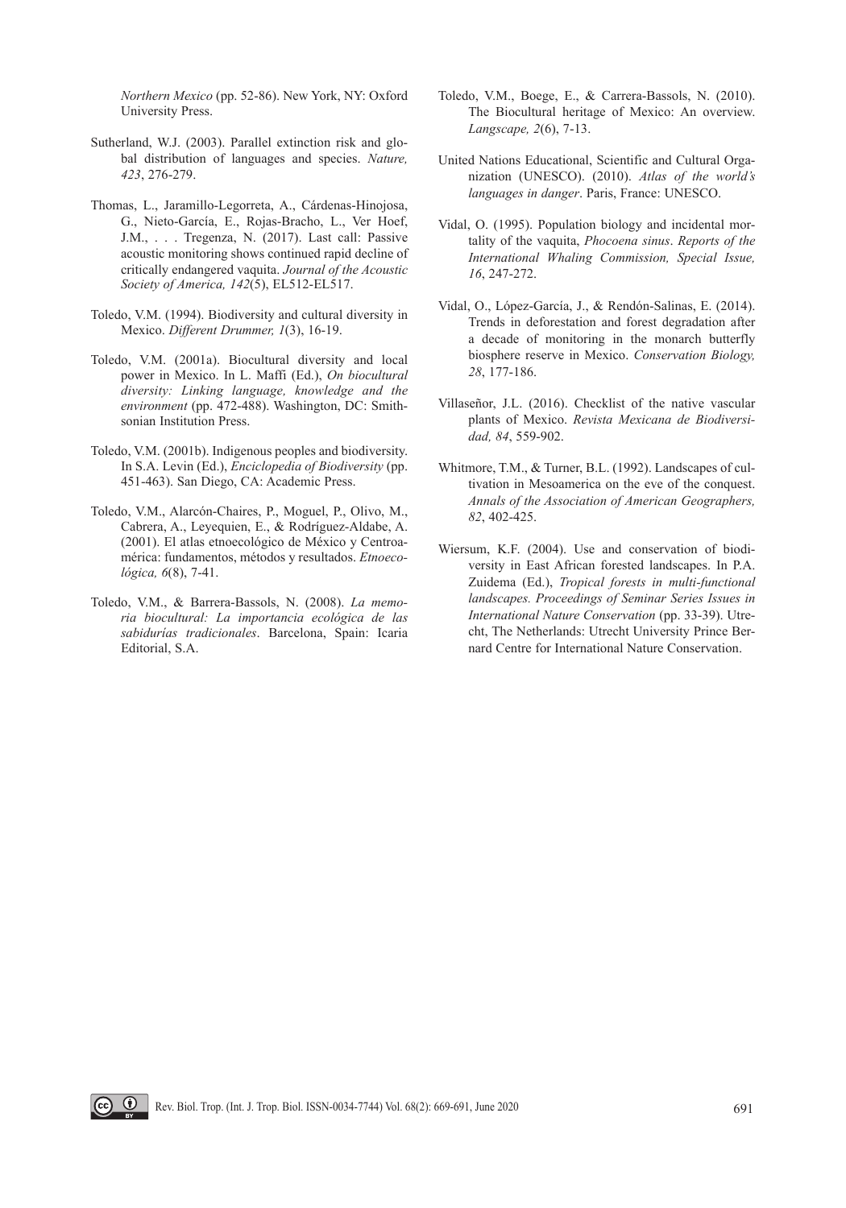*Northern Mexico* (pp. 52-86). New York, NY: Oxford University Press.

Sutherland, W.J. (2003). Parallel extinction risk and global distribution of languages and species. *Nature, 423*, 276-279.

Thomas, L., Jaramillo-Legorreta, A., Cárdenas-Hinojosa, G., Nieto-García, E., Rojas-Bracho, L., Ver Hoef, J.M., . . . Tregenza, N. (2017). Last call: Passive acoustic monitoring shows continued rapid decline of critically endangered vaquita. *Journal of the Acoustic Society of America, 142*(5), EL512-EL517.

Toledo, V.M. (1994). Biodiversity and cultural diversity in Mexico. *Different Drummer, 1*(3), 16-19.

Toledo, V.M. (2001a). Biocultural diversity and local power in Mexico. In L. Maffi (Ed.), *On biocultural diversity: Linking language, knowledge and the environment* (pp. 472-488). Washington, DC: Smithsonian Institution Press.

Toledo, V.M. (2001b). Indigenous peoples and biodiversity. In S.A. Levin (Ed.), *Enciclopedia of Biodiversity* (pp. 451-463). San Diego, CA: Academic Press.

Toledo, V.M., Alarcón-Chaires, P., Moguel, P., Olivo, M., Cabrera, A., Leyequien, E., & Rodríguez-Aldabe, A. (2001). El atlas etnoecológico de México y Centroamérica: fundamentos, métodos y resultados. *Etnoecológica, 6*(8), 7-41.

Toledo, V.M., & Barrera-Bassols, N. (2008). *La memoria biocultural: La importancia ecológica de las sabidurías tradicionales*. Barcelona, Spain: Icaria Editorial, S.A.

Toledo, V.M., Boege, E., & Carrera-Bassols, N. (2010). The Biocultural heritage of Mexico: An overview. *Langscape, 2*(6), 7-13.

United Nations Educational, Scientific and Cultural Organization (UNESCO). (2010). *Atlas of the world's languages in danger*. Paris, France: UNESCO.

Vidal, O. (1995). Population biology and incidental mortality of the vaquita, *Phocoena sinus*. *Reports of the International Whaling Commission, Special Issue, 16*, 247-272.

Vidal, O., López-García, J., & Rendón-Salinas, E. (2014). Trends in deforestation and forest degradation after a decade of monitoring in the monarch butterfly biosphere reserve in Mexico. *Conservation Biology, 28*, 177-186.

Villaseñor, J.L. (2016). Checklist of the native vascular plants of Mexico. *Revista Mexicana de Biodiversidad, 84*, 559-902.

Whitmore, T.M., & Turner, B.L. (1992). Landscapes of cultivation in Mesoamerica on the eve of the conquest. *Annals of the Association of American Geographers, 82*, 402-425.

Wiersum, K.F. (2004). Use and conservation of biodiversity in East African forested landscapes. In P.A. Zuidema (Ed.), *Tropical forests in multi-functional landscapes. Proceedings of Seminar Series Issues in International Nature Conservation* (pp. 33-39). Utrecht, The Netherlands: Utrecht University Prince Bernard Centre for International Nature Conservation.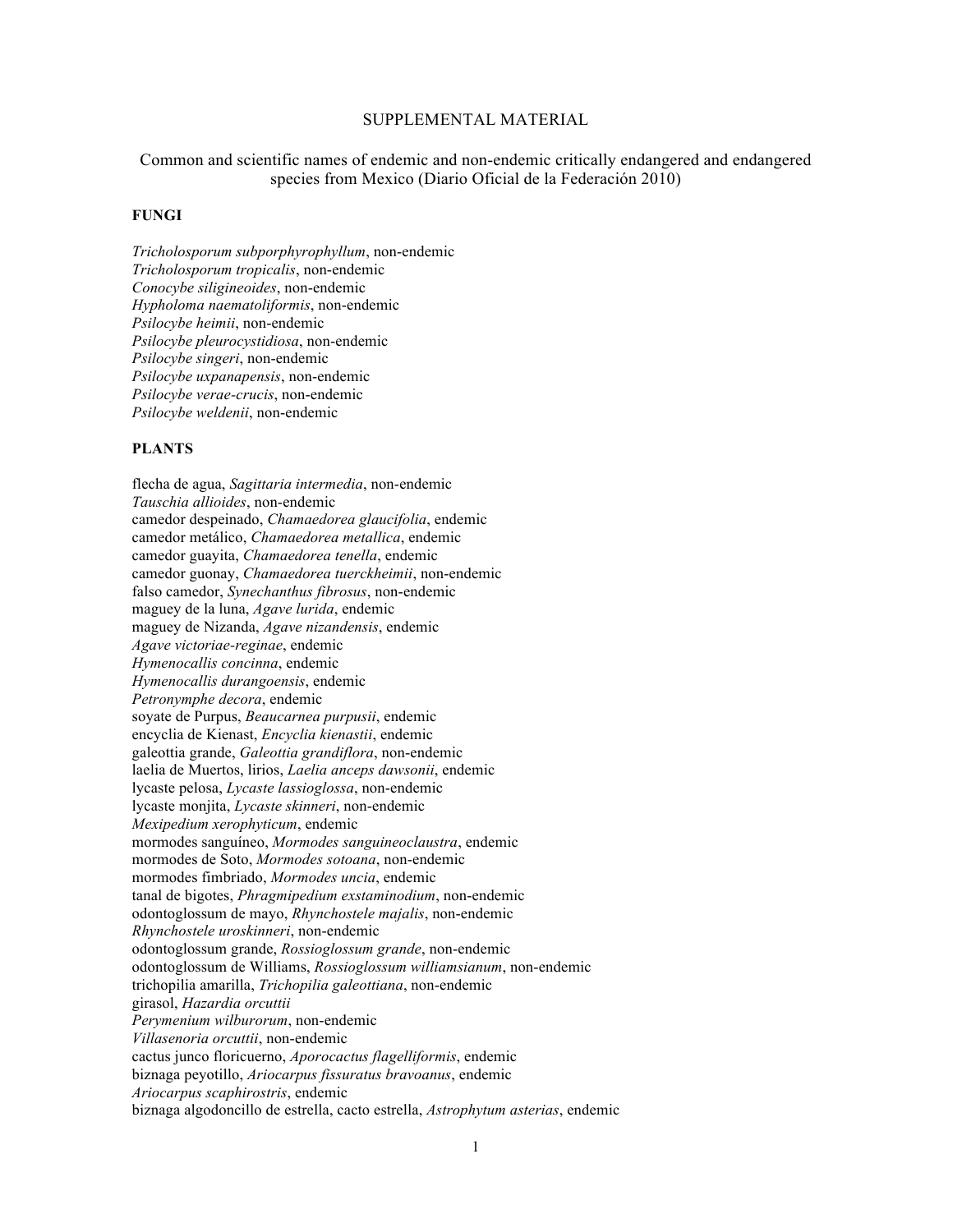SUPPLEMENTAL MATERIAL

Common and scientific names of endemic and non-endemic critically endangered and endangered species from Mexico (Diario Oficial de la Federación 2010)

**FUNGI**

*Tricholosporum subporphyrophyllum*, non-endemic
*Tricholosporum tropicalis*, non-endemic
*Conocybe siligineoides*, non-endemic
*Hypholoma naematoliformis*, non-endemic
*Psilocybe heimii*, non-endemic
*Psilocybe pleurocystidiosa*, non-endemic
*Psilocybe singeri*, non-endemic
*Psilocybe uxpanapensis*, non-endemic
*Psilocybe verae-crucis*, non-endemic
*Psilocybe weldenii*, non-endemic

**PLANTS**

flecha de agua, *Sagittaria intermedia*, non-endemic
*Tauschia allioides*, non-endemic
camedor despeinado, *Chamaedorea glaucifolia*, endemic
camedor metálico, *Chamaedorea metallica*, endemic
camedor guayita, *Chamaedorea tenella*, endemic
camedor guonay, *Chamaedorea tuerckheimii*, non-endemic
falso camedor, *Synechanthus fibrosus*, non-endemic
maguey de la luna, *Agave lurida*, endemic
maguey de Nizanda, *Agave nizandensis*, endemic
*Agave victoriae-reginae*, endemic
*Hymenocallis concinna*, endemic
*Hymenocallis durangoensis*, endemic
*Petronymphe decora*, endemic
soyate de Purpus, *Beaucarnea purpusii*, endemic
encyclia de Kienast, *Encyclia kienastii*, endemic
galeottia grande, *Galeottia grandiflora*, non-endemic
laelia de Muertos, lirios, *Laelia anceps dawsonii*, endemic
lycaste pelosa, *Lycaste lassioglossa*, non-endemic
lycaste monjita, *Lycaste skinneri*, non-endemic
*Mexipedium xerophyticum*, endemic
mormodes sanguíneo, *Mormodes sanguineoclaustra*, endemic
mormodes de Soto, *Mormodes sotoana*, non-endemic
mormodes fimbriado, *Mormodes uncia*, endemic
tanal de bigotes, *Phragmipedium exstaminodium*, non-endemic
odontoglossum de mayo, *Rhynchostele majalis*, non-endemic
*Rhynchostele uroskinneri*, non-endemic
odontoglossum grande, *Rossioglossum grande*, non-endemic
odontoglossum de Williams, *Rossioglossum williamsianum*, non-endemic
trichopilia amarilla, *Trichopilia galeottiana*, non-endemic
girasol, *Hazardia orcuttii*
*Perymenium wilburorum*, non-endemic
*Villasenoria orcuttii*, non-endemic
cactus junco floricuerno, *Aporocactus flagelliformis*, endemic
biznaga peyotillo, *Ariocarpus fissuratus bravoanus*, endemic
*Ariocarpus scaphirostris*, endemic
biznaga algodoncillo de estrella, cacto estrella, *Astrophytum asterias*, endemic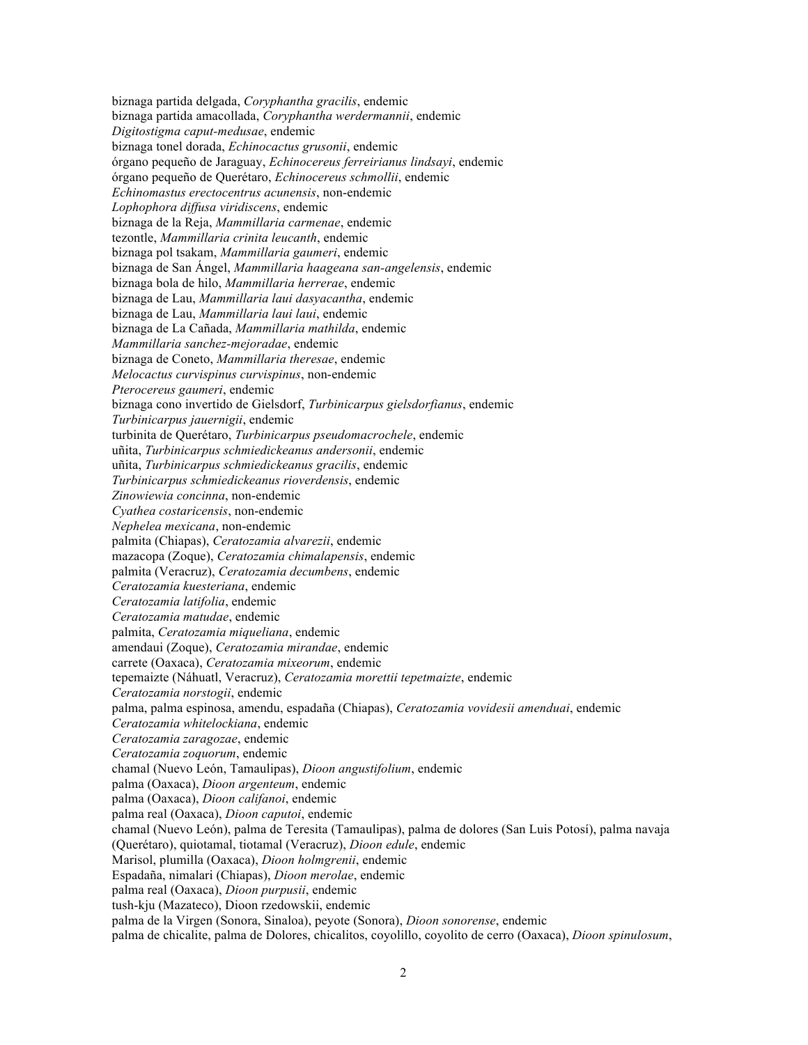biznaga partida delgada, *Coryphantha gracilis*, endemic
biznaga partida amacollada, *Coryphantha werdermannii*, endemic
*Digitostigma caput-medusae*, endemic
biznaga tonel dorada, *Echinocactus grusonii*, endemic
órgano pequeño de Jaraguay, *Echinocereus ferreirianus lindsayi*, endemic
órgano pequeño de Querétaro, *Echinocereus schmollii*, endemic
*Echinomastus erectocentrus acunensis*, non-endemic
*Lophophora diffusa viridiscens*, endemic
biznaga de la Reja, *Mammillaria carmenae*, endemic
tezontle, *Mammillaria crinita leucanth*, endemic
biznaga pol tsakam, *Mammillaria gaumeri*, endemic
biznaga de San Ángel, *Mammillaria haageana san-angelensis*, endemic
biznaga bola de hilo, *Mammillaria herrerae*, endemic
biznaga de Lau, *Mammillaria laui dasyacantha*, endemic
biznaga de Lau, *Mammillaria laui laui*, endemic
biznaga de La Cañada, *Mammillaria mathilda*, endemic
*Mammillaria sanchez-mejoradae*, endemic
biznaga de Coneto, *Mammillaria theresae*, endemic
*Melocactus curvispinus curvispinus*, non-endemic
*Pterocereus gaumeri*, endemic
biznaga cono invertido de Gielsdorf, *Turbinicarpus gielsdorfianus*, endemic
*Turbinicarpus jauernigii*, endemic
turbinita de Querétaro, *Turbinicarpus pseudomacrochele*, endemic
uñita, *Turbinicarpus schmiedickeanus andersonii*, endemic
uñita, *Turbinicarpus schmiedickeanus gracilis*, endemic
*Turbinicarpus schmiedickeanus rioverdensis*, endemic
*Zinowiewia concinna*, non-endemic
*Cyathea costaricensis*, non-endemic
*Nephelea mexicana*, non-endemic
palmita (Chiapas), *Ceratozamia alvarezii*, endemic
mazacopa (Zoque), *Ceratozamia chimalapensis*, endemic
palmita (Veracruz), *Ceratozamia decumbens*, endemic
*Ceratozamia kuesteriana*, endemic
*Ceratozamia latifolia*, endemic
*Ceratozamia matudae*, endemic
palmita, *Ceratozamia miqueliana*, endemic
amendaui (Zoque), *Ceratozamia mirandae*, endemic
carrete (Oaxaca), *Ceratozamia mixeorum*, endemic
tepemaizte (Náhuatl, Veracruz), *Ceratozamia morettii tepetmaizte*, endemic
*Ceratozamia norstogii*, endemic
palma, palma espinosa, amendu, espadaña (Chiapas), *Ceratozamia vovidesii amenduai*, endemic
*Ceratozamia whitelockiana*, endemic
*Ceratozamia zaragozae*, endemic
*Ceratozamia zoquorum*, endemic
chamal (Nuevo León, Tamaulipas), *Dioon angustifolium*, endemic
palma (Oaxaca), *Dioon argenteum*, endemic
palma (Oaxaca), *Dioon califanoi*, endemic
palma real (Oaxaca), *Dioon caputoi*, endemic
chamal (Nuevo León), palma de Teresita (Tamaulipas), palma de dolores (San Luis Potosí), palma navaja (Querétaro), quiotamal, tiotamal (Veracruz), *Dioon edule*, endemic
Marisol, plumilla (Oaxaca), *Dioon holmgrenii*, endemic
Espadaña, nimalari (Chiapas), *Dioon merolae*, endemic
palma real (Oaxaca), *Dioon purpusii*, endemic
tush-kju (Mazateco), Dioon rzedowskii, endemic
palma de la Virgen (Sonora, Sinaloa), peyote (Sonora), *Dioon sonorense*, endemic
palma de chicalite, palma de Dolores, chicalitos, coyolillo, coyolito de cerro (Oaxaca), *Dioon spinulosum*,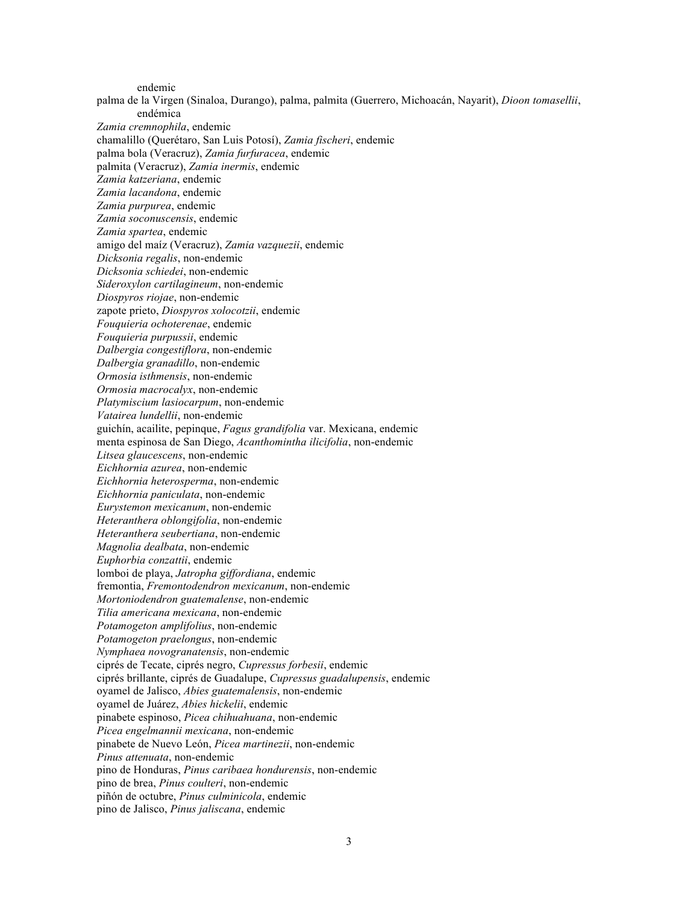endemic

palma de la Virgen (Sinaloa, Durango), palma, palmita (Guerrero, Michoacán, Nayarit), *Dioon tomasellii*, endémica

*Zamia cremnophila*, endemic

chamalillo (Querétaro, San Luis Potosí), *Zamia fischeri*, endemic

palma bola (Veracruz), *Zamia furfuracea*, endemic

palmita (Veracruz), *Zamia inermis*, endemic

*Zamia katzeriana*, endemic

*Zamia lacandona*, endemic

*Zamia purpurea*, endemic

*Zamia soconuscensis*, endemic

*Zamia spartea*, endemic

amigo del maíz (Veracruz), *Zamia vazquezii*, endemic

*Dicksonia regalis*, non-endemic

*Dicksonia schiedei*, non-endemic

*Sideroxylon cartilagineum*, non-endemic

*Diospyros riojae*, non-endemic

zapote prieto, *Diospyros xolocotzii*, endemic

*Fouquieria ochoterenae*, endemic

*Fouquieria purpussii*, endemic

*Dalbergia congestiflora*, non-endemic

*Dalbergia granadillo*, non-endemic

*Ormosia isthmensis*, non-endemic

*Ormosia macrocalyx*, non-endemic

*Platymiscium lasiocarpum*, non-endemic

*Vatairea lundellii*, non-endemic

guichín, acailite, pepinque, *Fagus grandifolia* var. Mexicana, endemic

menta espinosa de San Diego, *Acanthomintha ilicifolia*, non-endemic

*Litsea glaucescens*, non-endemic

*Eichhornia azurea*, non-endemic

*Eichhornia heterosperma*, non-endemic

*Eichhornia paniculata*, non-endemic

*Eurystemon mexicanum*, non-endemic

*Heteranthera oblongifolia*, non-endemic

*Heteranthera seubertiana*, non-endemic

*Magnolia dealbata*, non-endemic

*Euphorbia conzattii*, endemic

lomboi de playa, *Jatropha giffordiana*, endemic

fremontia, *Fremontodendron mexicanum*, non-endemic

*Mortoniodendron guatemalense*, non-endemic

*Tilia americana mexicana*, non-endemic

*Potamogeton amplifolius*, non-endemic

*Potamogeton praelongus*, non-endemic

*Nymphaea novogranatensis*, non-endemic

ciprés de Tecate, ciprés negro, *Cupressus forbesii*, endemic

ciprés brillante, ciprés de Guadalupe, *Cupressus guadalupensis*, endemic

oyamel de Jalisco, *Abies guatemalensis*, non-endemic

oyamel de Juárez, *Abies hickelii*, endemic

pinabete espinoso, *Picea chihuahuana*, non-endemic

*Picea engelmannii mexicana*, non-endemic

pinabete de Nuevo León, *Picea martinezii*, non-endemic

*Pinus attenuata*, non-endemic

pino de Honduras, *Pinus caribaea hondurensis*, non-endemic

pino de brea, *Pinus coulteri*, non-endemic

piñón de octubre, *Pinus culminicola*, endemic

pino de Jalisco, *Pinus jaliscana*, endemic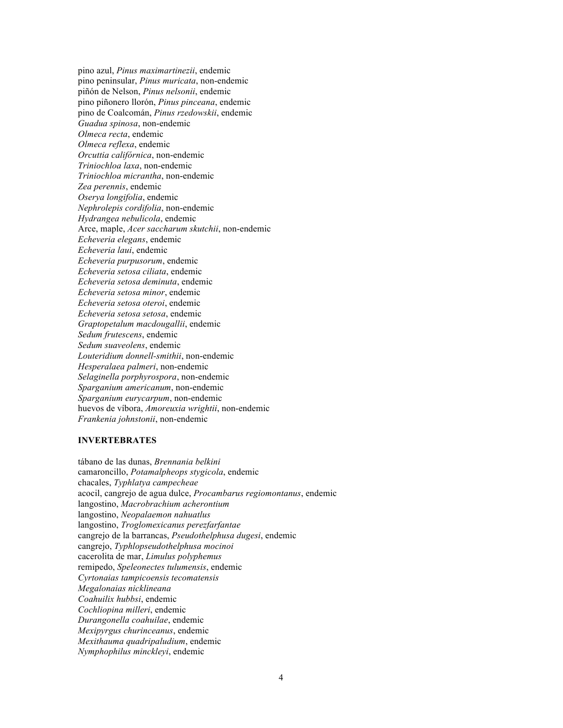pino azul, *Pinus maximartinezii*, endemic
pino peninsular, *Pinus muricata*, non-endemic
piñón de Nelson, *Pinus nelsonii*, endemic
pino piñonero llorón, *Pinus pinceana*, endemic
pino de Coalcomán, *Pinus rzedowskii*, endemic
*Guadua spinosa*, non-endemic
*Olmeca recta*, endemic
*Olmeca reflexa*, endemic
*Orcuttia califórnica*, non-endemic
*Triniochloa laxa*, non-endemic
*Triniochloa micrantha*, non-endemic
*Zea perennis*, endemic
*Oserya longifolia*, endemic
*Nephrolepis cordifolia*, non-endemic
*Hydrangea nebulicola*, endemic
Arce, maple, *Acer saccharum skutchii*, non-endemic
*Echeveria elegans*, endemic
*Echeveria laui*, endemic
*Echeveria purpusorum*, endemic
*Echeveria setosa ciliata*, endemic
*Echeveria setosa deminuta*, endemic
*Echeveria setosa minor*, endemic
*Echeveria setosa oteroi*, endemic
*Echeveria setosa setosa*, endemic
*Graptopetalum macdougallii*, endemic
*Sedum frutescens*, endemic
*Sedum suaveolens*, endemic
*Louteridium donnell-smithii*, non-endemic
*Hesperalaea palmeri*, non-endemic
*Selaginella porphyrospora*, non-endemic
*Sparganium americanum*, non-endemic
*Sparganium eurycarpum*, non-endemic
huevos de víbora, *Amoreuxia wrightii*, non-endemic
*Frankenia johnstonii*, non-endemic

**INVERTEBRATES**

tábano de las dunas, *Brennania belkini*
camaroncillo, *Potamalpheops stygicola*, endemic
chacales, *Typhlatya campecheae*
acocil, cangrejo de agua dulce, *Procambarus regiomontanus*, endemic
langostino, *Macrobrachium acherontium*
langostino, *Neopalaemon nahuatlus*
langostino, *Troglomexicanus perezfarfantae*
cangrejo de la barrancas, *Pseudothelphusa dugesi*, endemic
cangrejo, *Typhlopseudothelphusa mocinoi*
cacerolita de mar, *Limulus polyphemus*
remipedo, *Speleonectes tulumensis*, endemic
*Cyrtonaias tampicoensis tecomatensis*
*Megalonaias nicklineana*
*Coahuilix hubbsi*, endemic
*Cochliopina milleri*, endemic
*Durangonella coahuilae*, endemic
*Mexipyrgus churinceanus*, endemic
*Mexithauma quadripaludium*, endemic
*Nymphophilus minckleyi*, endemic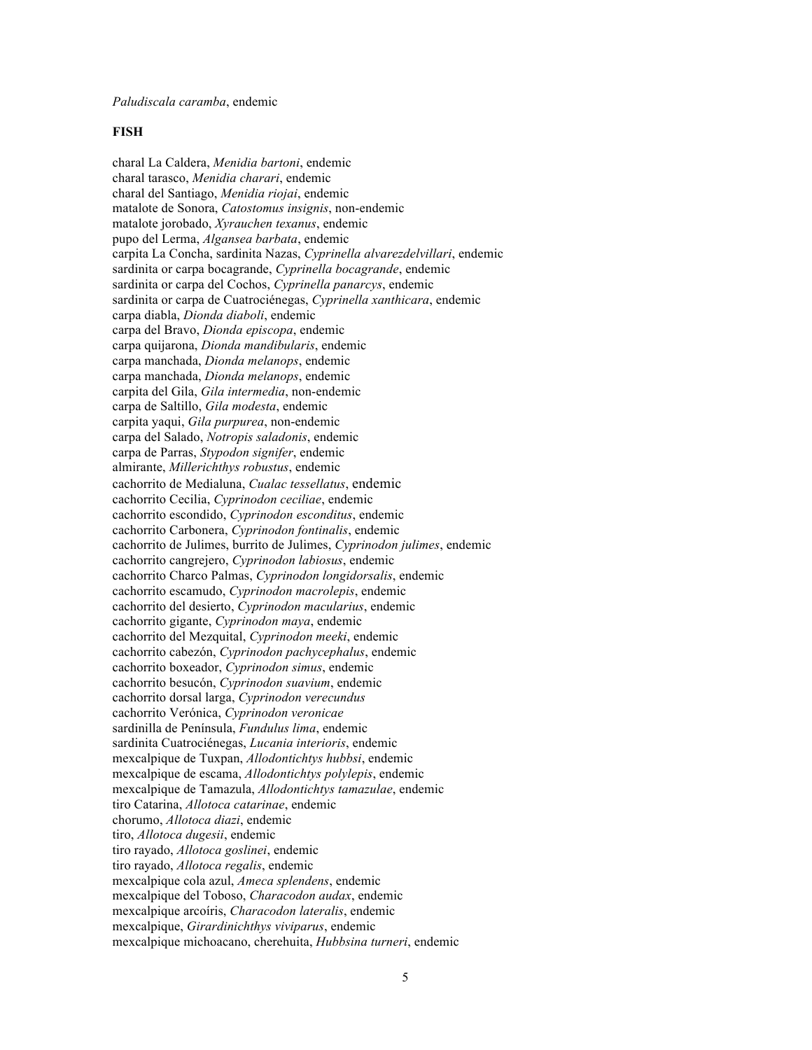*Paludiscala caramba*, endemic

**FISH**

charal La Caldera, *Menidia bartoni*, endemic
charal tarasco, *Menidia charari*, endemic
charal del Santiago, *Menidia riojai*, endemic
matalote de Sonora, *Catostomus insignis*, non-endemic
matalote jorobado, *Xyrauchen texanus*, endemic
pupo del Lerma, *Algansea barbata*, endemic
carpita La Concha, sardinita Nazas, *Cyprinella alvarezdelvillari*, endemic
sardinita or carpa bocagrande, *Cyprinella bocagrande*, endemic
sardinita or carpa del Cochos, *Cyprinella panarcys*, endemic
sardinita or carpa de Cuatrociénegas, *Cyprinella xanthicara*, endemic
carpa diabla, *Dionda diaboli*, endemic
carpa del Bravo, *Dionda episcopa*, endemic
carpa quijarona, *Dionda mandibularis*, endemic
carpa manchada, *Dionda melanops*, endemic
carpa manchada, *Dionda melanops*, endemic
carpita del Gila, *Gila intermedia*, non-endemic
carpa de Saltillo, *Gila modesta*, endemic
carpita yaqui, *Gila purpurea*, non-endemic
carpa del Salado, *Notropis saladonis*, endemic
carpa de Parras, *Stypodon signifer*, endemic
almirante, *Millerichthys robustus*, endemic
cachorrito de Medialuna, *Cualac tessellatus*, endemic
cachorrito Cecilia, *Cyprinodon ceciliae*, endemic
cachorrito escondido, *Cyprinodon esconditus*, endemic
cachorrito Carbonera, *Cyprinodon fontinalis*, endemic
cachorrito de Julimes, burrito de Julimes, *Cyprinodon julimes*, endemic
cachorrito cangrejero, *Cyprinodon labiosus*, endemic
cachorrito Charco Palmas, *Cyprinodon longidorsalis*, endemic
cachorrito escamudo, *Cyprinodon macrolepis*, endemic
cachorrito del desierto, *Cyprinodon macularius*, endemic
cachorrito gigante, *Cyprinodon maya*, endemic
cachorrito del Mezquital, *Cyprinodon meeki*, endemic
cachorrito cabezón, *Cyprinodon pachycephalus*, endemic
cachorrito boxeador, *Cyprinodon simus*, endemic
cachorrito besucón, *Cyprinodon suavium*, endemic
cachorrito dorsal larga, *Cyprinodon verecundus*
cachorrito Verónica, *Cyprinodon veronicae*
sardinilla de Península, *Fundulus lima*, endemic
sardinita Cuatrociénegas, *Lucania interioris*, endemic
mexcalpique de Tuxpan, *Allodontichtys hubbsi*, endemic
mexcalpique de escama, *Allodontichtys polylepis*, endemic
mexcalpique de Tamazula, *Allodontichtys tamazulae*, endemic
tiro Catarina, *Allotoca catarinae*, endemic
chorumo, *Allotoca diazi*, endemic
tiro, *Allotoca dugesii*, endemic
tiro rayado, *Allotoca goslinei*, endemic
tiro rayado, *Allotoca regalis*, endemic
mexcalpique cola azul, *Ameca splendens*, endemic
mexcalpique del Toboso, *Characodon audax*, endemic
mexcalpique arcoíris, *Characodon lateralis*, endemic
mexcalpique, *Girardinichthys viviparus*, endemic
mexcalpique michoacano, cherehuita, *Hubbsina turneri*, endemic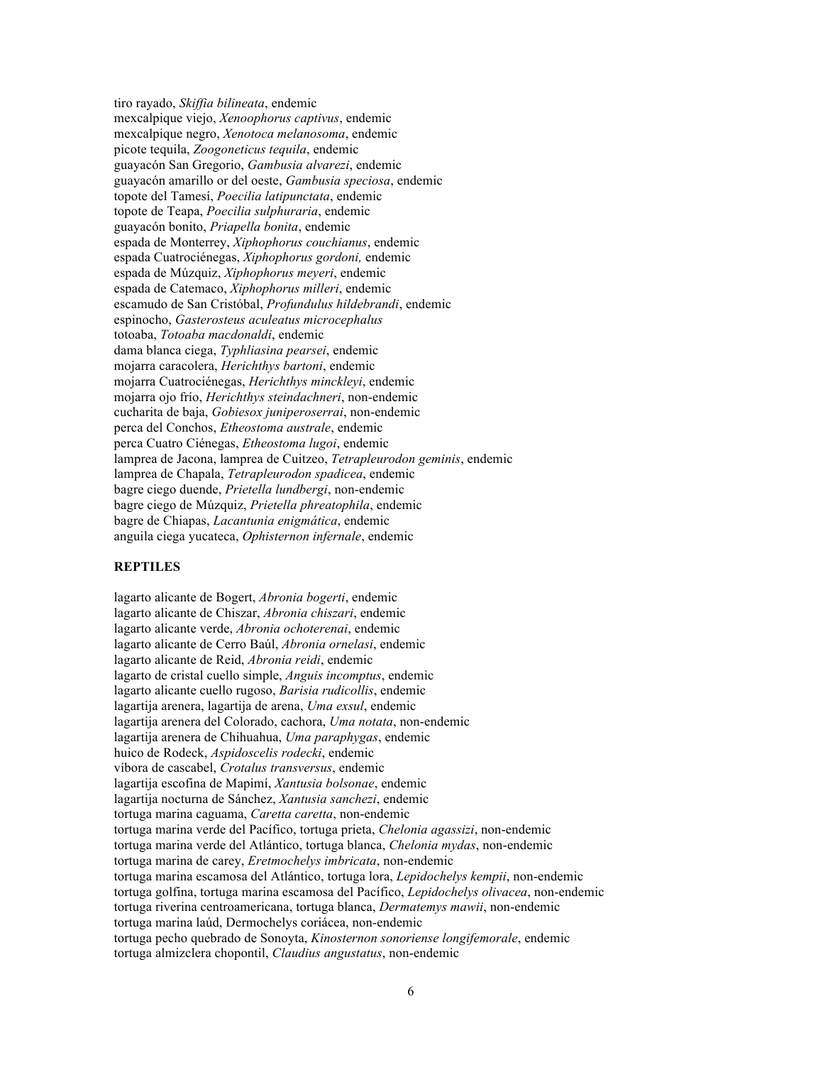tiro rayado, *Skiffia bilineata*, endemic  
mexcalpique viejo, *Xenoophorus captivus*, endemic  
mexcalpique negro, *Xenotoca melanosoma*, endemic  
picote tequila, *Zoogoneticus tequila*, endemic  
guayacón San Gregorio, *Gambusia alvarezi*, endemic  
guayacón amarillo or del oeste, *Gambusia speciosa*, endemic  
topote del Tamesí, *Poecilia latipunctata*, endemic  
topote de Teapa, *Poecilia sulphuraria*, endemic  
guayacón bonito, *Priapella bonita*, endemic  
espada de Monterrey, *Xiphophorus couchianus*, endemic  
espada Cuatrociénegas, *Xiphophorus gordoni,* endemic  
espada de Múzquiz, *Xiphophorus meyeri*, endemic  
espada de Catemaco, *Xiphophorus milleri*, endemic  
escamudo de San Cristóbal, *Profundulus hildebrandi*, endemic  
espinocho, *Gasterosteus aculeatus microcephalus*  
totoaba, *Totoaba macdonaldi*, endemic  
dama blanca ciega, *Typhliasina pearsei*, endemic  
mojarra caracolera, *Herichthys bartoni*, endemic  
mojarra Cuatrociénegas, *Herichthys minckleyi*, endemic  
mojarra ojo frío, *Herichthys steindachneri*, non-endemic  
cucharita de baja, *Gobiesox juniperoserrai*, non-endemic  
perca del Conchos, *Etheostoma australe*, endemic  
perca Cuatro Ciénegas, *Etheostoma lugoi*, endemic  
lamprea de Jacona, lamprea de Cuitzeo, *Tetrapleurodon geminis*, endemic  
lamprea de Chapala, *Tetrapleurodon spadicea*, endemic  
bagre ciego duende, *Prietella lundbergi*, non-endemic  
bagre ciego de Múzquiz, *Prietella phreatophila*, endemic  
bagre de Chiapas, *Lacantunia enigmática*, endemic  
anguila ciega yucateca, *Ophisternon infernale*, endemic

**REPTILES**

lagarto alicante de Bogert, *Abronia bogerti*, endemic  
lagarto alicante de Chiszar, *Abronia chiszari*, endemic  
lagarto alicante verde, *Abronia ochoterenai*, endemic  
lagarto alicante de Cerro Baúl, *Abronia ornelasi*, endemic  
lagarto alicante de Reid, *Abronia reidi*, endemic  
lagarto de cristal cuello simple, *Anguis incomptus*, endemic  
lagarto alicante cuello rugoso, *Barisia rudicollis*, endemic  
lagartija arenera, lagartija de arena, *Uma exsul*, endemic  
lagartija arenera del Colorado, cachora, *Uma notata*, non-endemic  
lagartija arenera de Chihuahua, *Uma paraphygas*, endemic  
huico de Rodeck, *Aspidoscelis rodecki*, endemic  
víbora de cascabel, *Crotalus transversus*, endemic  
lagartija escofina de Mapimí, *Xantusia bolsonae*, endemic  
lagartija nocturna de Sánchez, *Xantusia sanchezi*, endemic  
tortuga marina caguama, *Caretta caretta*, non-endemic  
tortuga marina verde del Pacífico, tortuga prieta, *Chelonia agassizi*, non-endemic  
tortuga marina verde del Atlántico, tortuga blanca, *Chelonia mydas*, non-endemic  
tortuga marina de carey, *Eretmochelys imbricata*, non-endemic  
tortuga marina escamosa del Atlántico, tortuga lora, *Lepidochelys kempii*, non-endemic  
tortuga golfina, tortuga marina escamosa del Pacífico, *Lepidochelys olivacea*, non-endemic  
tortuga riverina centroamericana, tortuga blanca, *Dermatemys mawii*, non-endemic  
tortuga marina laúd, Dermochelys coriácea, non-endemic  
tortuga pecho quebrado de Sonoyta, *Kinosternon sonoriense longifemorale*, endemic  
tortuga almizclera chopontil, *Claudius angustatus*, non-endemic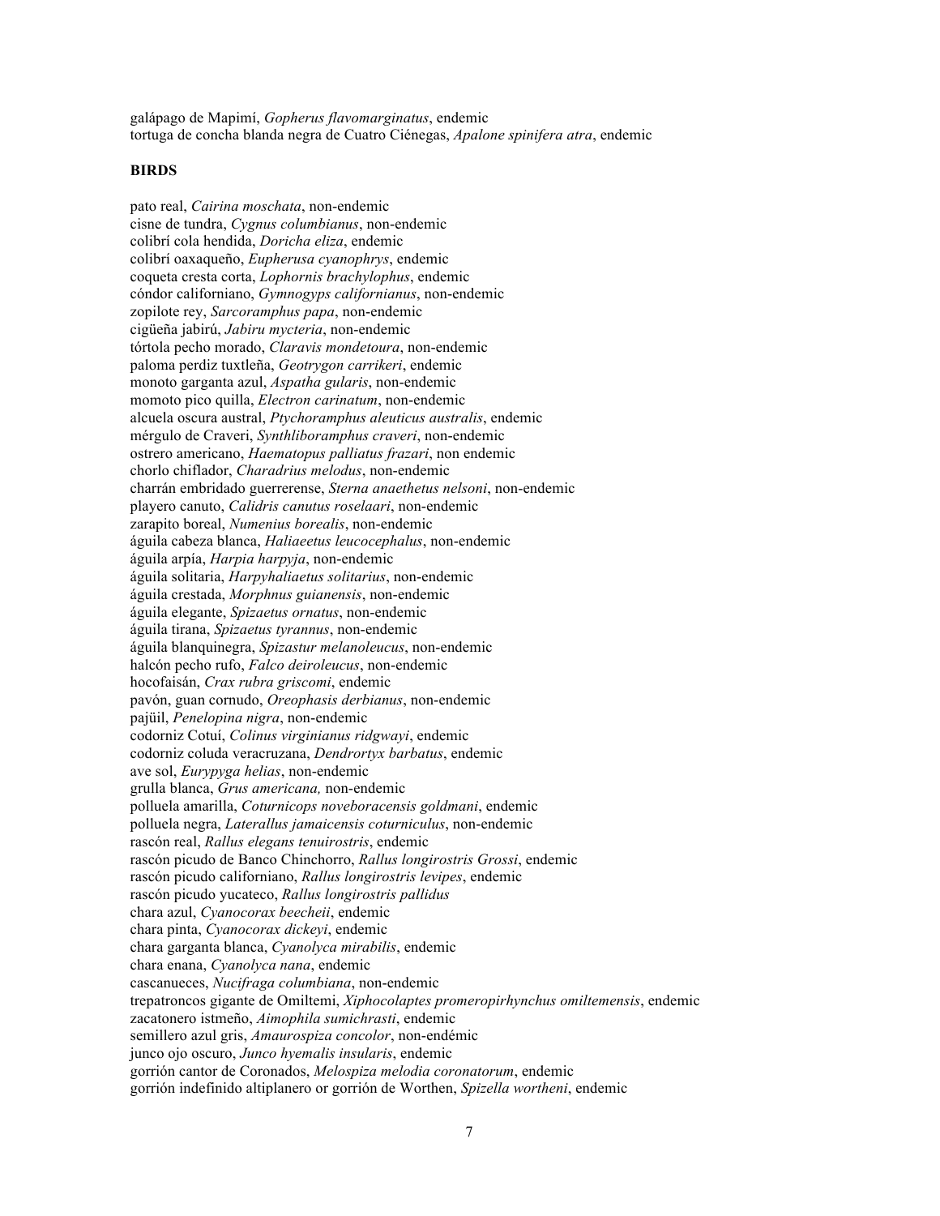galápago de Mapimí, *Gopherus flavomarginatus*, endemic
tortuga de concha blanda negra de Cuatro Ciénegas, *Apalone spinifera atra*, endemic

**BIRDS**

pato real, *Cairina moschata*, non-endemic
cisne de tundra, *Cygnus columbianus*, non-endemic
colibrí cola hendida, *Doricha eliza*, endemic
colibrí oaxaqueño, *Eupherusa cyanophrys*, endemic
coqueta cresta corta, *Lophornis brachylophus*, endemic
cóndor californiano, *Gymnogyps californianus*, non-endemic
zopilote rey, *Sarcoramphus papa*, non-endemic
cigüeña jabirú, *Jabiru mycteria*, non-endemic
tórtola pecho morado, *Claravis mondetoura*, non-endemic
paloma perdiz tuxtleña, *Geotrygon carrikeri*, endemic
monoto garganta azul, *Aspatha gularis*, non-endemic
momoto pico quilla, *Electron carinatum*, non-endemic
alcuela oscura austral, *Ptychoramphus aleuticus australis*, endemic
mérgulo de Craveri, *Synthliboramphus craveri*, non-endemic
ostrero americano, *Haematopus palliatus frazari*, non endemic
chorlo chiflador, *Charadrius melodus*, non-endemic
charrán embridado guerrerense, *Sterna anaethetus nelsoni*, non-endemic
playero canuto, *Calidris canutus roselaari*, non-endemic
zarapito boreal, *Numenius borealis*, non-endemic
águila cabeza blanca, *Haliaeetus leucocephalus*, non-endemic
águila arpía, *Harpia harpyja*, non-endemic
águila solitaria, *Harpyhaliaetus solitarius*, non-endemic
águila crestada, *Morphnus guianensis*, non-endemic
águila elegante, *Spizaetus ornatus*, non-endemic
águila tirana, *Spizaetus tyrannus*, non-endemic
águila blanquinegra, *Spizastur melanoleucus*, non-endemic
halcón pecho rufo, *Falco deiroleucus*, non-endemic
hocofaisán, *Crax rubra griscomi*, endemic
pavón, guan cornudo, *Oreophasis derbianus*, non-endemic
pajüil, *Penelopina nigra*, non-endemic
codorniz Cotuí, *Colinus virginianus ridgwayi*, endemic
codorniz coluda veracruzana, *Dendrortyx barbatus*, endemic
ave sol, *Eurypyga helias*, non-endemic
grulla blanca, *Grus americana,* non-endemic
polluela amarilla, *Coturnicops noveboracensis goldmani*, endemic
polluela negra, *Laterallus jamaicensis coturniculus*, non-endemic
rascón real, *Rallus elegans tenuirostris*, endemic
rascón picudo de Banco Chinchorro, *Rallus longirostris Grossi*, endemic
rascón picudo californiano, *Rallus longirostris levipes*, endemic
rascón picudo yucateco, *Rallus longirostris pallidus*
chara azul, *Cyanocorax beecheii*, endemic
chara pinta, *Cyanocorax dickeyi*, endemic
chara garganta blanca, *Cyanolyca mirabilis*, endemic
chara enana, *Cyanolyca nana*, endemic
cascanueces, *Nucifraga columbiana*, non-endemic
trepatroncos gigante de Omiltemi, *Xiphocolaptes promeropirhynchus omiltemensis*, endemic
zacatonero istmeño, *Aimophila sumichrasti*, endemic
semillero azul gris, *Amaurospiza concolor*, non-endémic
junco ojo oscuro, *Junco hyemalis insularis*, endemic
gorrión cantor de Coronados, *Melospiza melodia coronatorum*, endemic
gorrión indefinido altiplanero or gorrión de Worthen, *Spizella wortheni*, endemic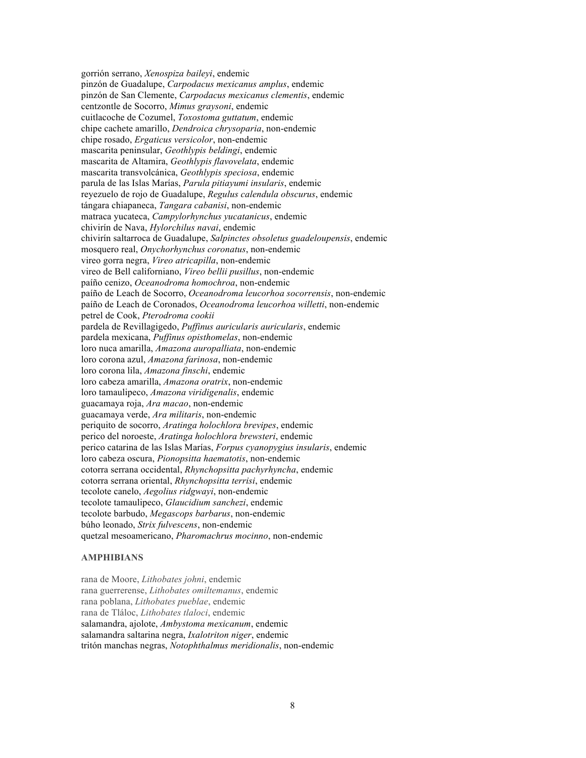gorrión serrano, *Xenospiza baileyi*, endemic
pinzón de Guadalupe, *Carpodacus mexicanus amplus*, endemic
pinzón de San Clemente, *Carpodacus mexicanus clementis*, endemic
centzontle de Socorro, *Mimus graysoni*, endemic
cuitlacoche de Cozumel, *Toxostoma guttatum*, endemic
chipe cachete amarillo, *Dendroica chrysoparia*, non-endemic
chipe rosado, *Ergaticus versicolor*, non-endemic
mascarita peninsular, *Geothlypis beldingi*, endemic
mascarita de Altamira, *Geothlypis flavovelata*, endemic
mascarita transvolcánica, *Geothlypis speciosa*, endemic
parula de las Islas Marías, *Parula pitiayumi insularis*, endemic
reyezuelo de rojo de Guadalupe, *Regulus calendula obscurus*, endemic
tángara chiapaneca, *Tangara cabanisi*, non-endemic
matraca yucateca, *Campylorhynchus yucatanicus*, endemic
chivirín de Nava, *Hylorchilus navai*, endemic
chivirín saltarroca de Guadalupe, *Salpinctes obsoletus guadeloupensis*, endemic
mosquero real, *Onychorhynchus coronatus*, non-endemic
vireo gorra negra, *Vireo atricapilla*, non-endemic
vireo de Bell californiano, *Vireo bellii pusillus*, non-endemic
paíño cenizo, *Oceanodroma homochroa*, non-endemic
paíño de Leach de Socorro, *Oceanodroma leucorhoa socorrensis*, non-endemic
paíño de Leach de Coronados, *Oceanodroma leucorhoa willetti*, non-endemic
petrel de Cook, *Pterodroma cookii*
pardela de Revillagigedo, *Puffinus auricularis auricularis*, endemic
pardela mexicana, *Puffinus opisthomelas*, non-endemic
loro nuca amarilla, *Amazona auropalliata*, non-endemic
loro corona azul, *Amazona farinosa*, non-endemic
loro corona lila, *Amazona finschi*, endemic
loro cabeza amarilla, *Amazona oratrix*, non-endemic
loro tamaulipeco, *Amazona viridigenalis*, endemic
guacamaya roja, *Ara macao*, non-endemic
guacamaya verde, *Ara militaris*, non-endemic
periquito de socorro, *Aratinga holochlora brevipes*, endemic
perico del noroeste, *Aratinga holochlora brewsteri*, endemic
perico catarina de las Islas Marías, *Forpus cyanopygius insularis*, endemic
loro cabeza oscura, *Pionopsitta haematotis*, non-endemic
cotorra serrana occidental, *Rhynchopsitta pachyrhyncha*, endemic
cotorra serrana oriental, *Rhynchopsitta terrisi*, endemic
tecolote canelo, *Aegolius ridgwayi*, non-endemic
tecolote tamaulipeco, *Glaucidium sanchezi*, endemic
tecolote barbudo, *Megascops barbarus*, non-endemic
búho leonado, *Strix fulvescens*, non-endemic
quetzal mesoamericano, *Pharomachrus mocinno*, non-endemic

### AMPHIBIANS

rana de Moore, *Lithobates johni*, endemic
rana guerrerense, *Lithobates omiltemanus*, endemic
rana poblana, *Lithobates pueblae*, endemic
rana de Tláloc, *Lithobates tlaloci*, endemic
salamandra, ajolote, *Ambystoma mexicanum*, endemic
salamandra saltarina negra, *Ixalotriton niger*, endemic
tritón manchas negras, *Notophthalmus meridionalis*, non-endemic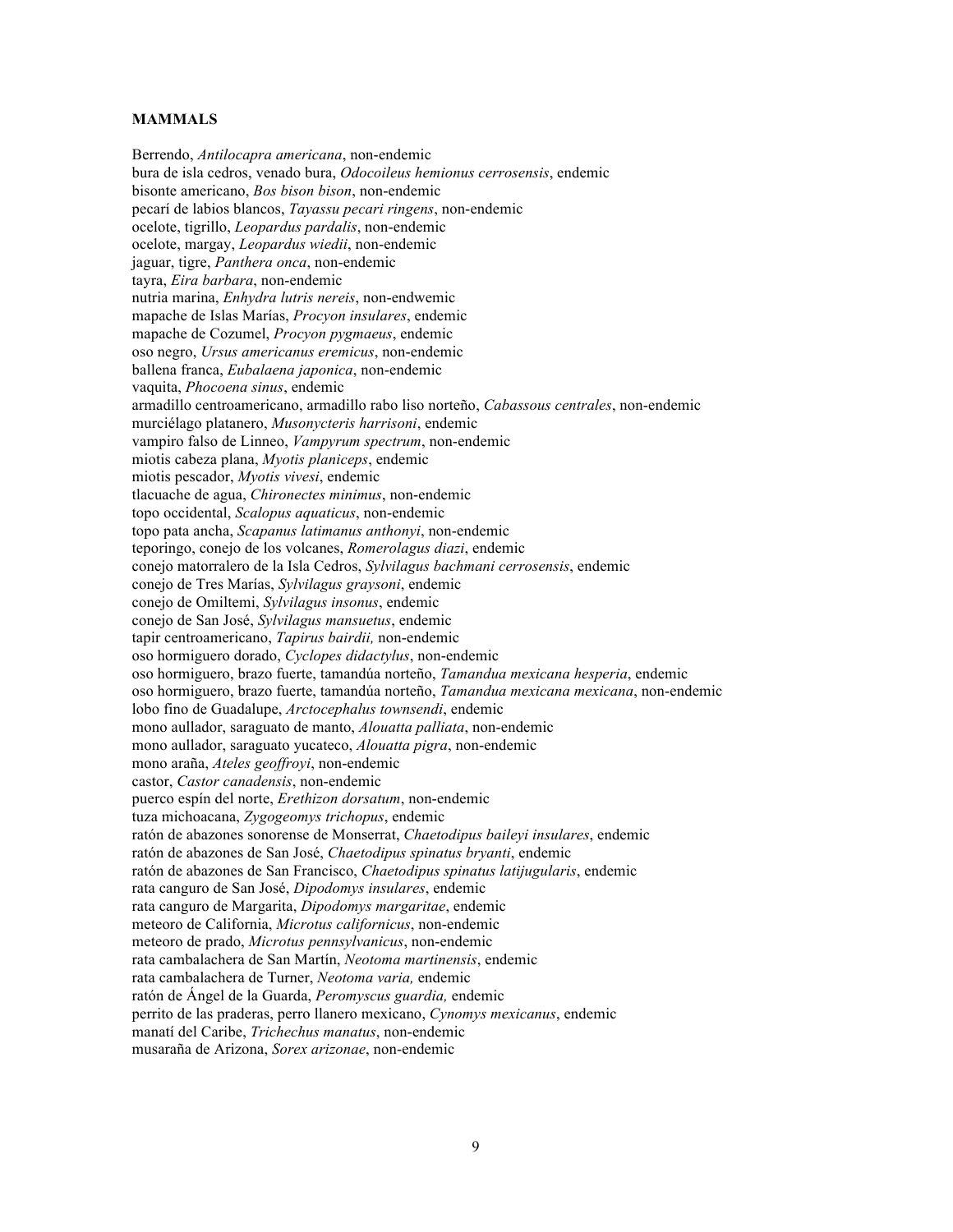**MAMMALS**

Berrendo, *Antilocapra americana*, non-endemic
bura de isla cedros, venado bura, *Odocoileus hemionus cerrosensis*, endemic
bisonte americano, *Bos bison bison*, non-endemic
pecarí de labios blancos, *Tayassu pecari ringens*, non-endemic
ocelote, tigrillo, *Leopardus pardalis*, non-endemic
ocelote, margay, *Leopardus wiedii*, non-endemic
jaguar, tigre, *Panthera onca*, non-endemic
tayra, *Eira barbara*, non-endemic
nutria marina, *Enhydra lutris nereis*, non-endwemic
mapache de Islas Marías, *Procyon insulares*, endemic
mapache de Cozumel, *Procyon pygmaeus*, endemic
oso negro, *Ursus americanus eremicus*, non-endemic
ballena franca, *Eubalaena japonica*, non-endemic
vaquita, *Phocoena sinus*, endemic
armadillo centroamericano, armadillo rabo liso norteño, *Cabassous centrales*, non-endemic
murciélago platanero, *Musonycteris harrisoni*, endemic
vampiro falso de Linneo, *Vampyrum spectrum*, non-endemic
miotis cabeza plana, *Myotis planiceps*, endemic
miotis pescador, *Myotis vivesi*, endemic
tlacuache de agua, *Chironectes minimus*, non-endemic
topo occidental, *Scalopus aquaticus*, non-endemic
topo pata ancha, *Scapanus latimanus anthonyi*, non-endemic
teporingo, conejo de los volcanes, *Romerolagus diazi*, endemic
conejo matorralero de la Isla Cedros, *Sylvilagus bachmani cerrosensis*, endemic
conejo de Tres Marías, *Sylvilagus graysoni*, endemic
conejo de Omiltemi, *Sylvilagus insonus*, endemic
conejo de San José, *Sylvilagus mansuetus*, endemic
tapir centroamericano, *Tapirus bairdii,* non-endemic
oso hormiguero dorado, *Cyclopes didactylus*, non-endemic
oso hormiguero, brazo fuerte, tamandúa norteño, *Tamandua mexicana hesperia*, endemic
oso hormiguero, brazo fuerte, tamandúa norteño, *Tamandua mexicana mexicana*, non-endemic
lobo fino de Guadalupe, *Arctocephalus townsendi*, endemic
mono aullador, saraguato de manto, *Alouatta palliata*, non-endemic
mono aullador, saraguato yucateco, *Alouatta pigra*, non-endemic
mono araña, *Ateles geoffroyi*, non-endemic
castor, *Castor canadensis*, non-endemic
puerco espín del norte, *Erethizon dorsatum*, non-endemic
tuza michoacana, *Zygogeomys trichopus*, endemic
ratón de abazones sonorense de Monserrat, *Chaetodipus baileyi insulares*, endemic
ratón de abazones de San José, *Chaetodipus spinatus bryanti*, endemic
ratón de abazones de San Francisco, *Chaetodipus spinatus latijugularis*, endemic
rata canguro de San José, *Dipodomys insulares*, endemic
rata canguro de Margarita, *Dipodomys margaritae*, endemic
meteoro de California, *Microtus californicus*, non-endemic
meteoro de prado, *Microtus pennsylvanicus*, non-endemic
rata cambalachera de San Martín, *Neotoma martinensis*, endemic
rata cambalachera de Turner, *Neotoma varia,* endemic
ratón de Ángel de la Guarda, *Peromyscus guardia,* endemic
perrito de las praderas, perro llanero mexicano, *Cynomys mexicanus*, endemic
manatí del Caribe, *Trichechus manatus*, non-endemic
musaraña de Arizona, *Sorex arizonae*, non-endemic